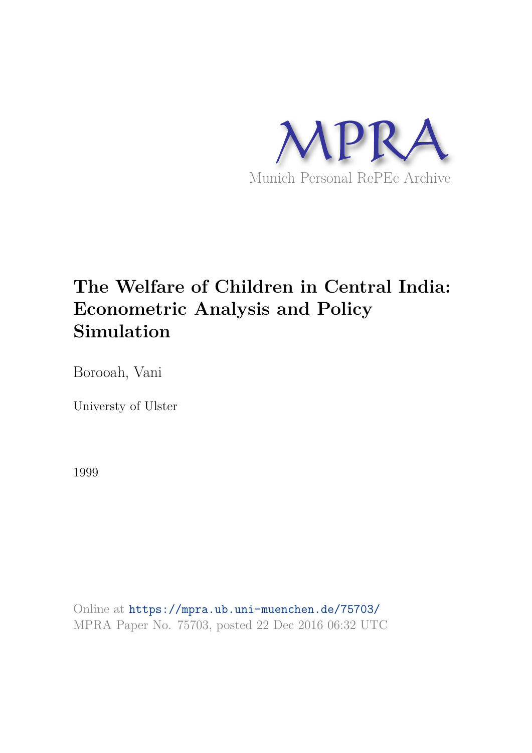MPRA

Munich Personal RePEc Archive

# The Welfare of Children in Central India: Econometric Analysis and Policy Simulation

Borooah, Vani

Universty of Ulster

1999

Online at https://mpra.ub.uni-muenchen.de/75703/
MPRA Paper No. 75703, posted 22 Dec 2016 06:32 UTC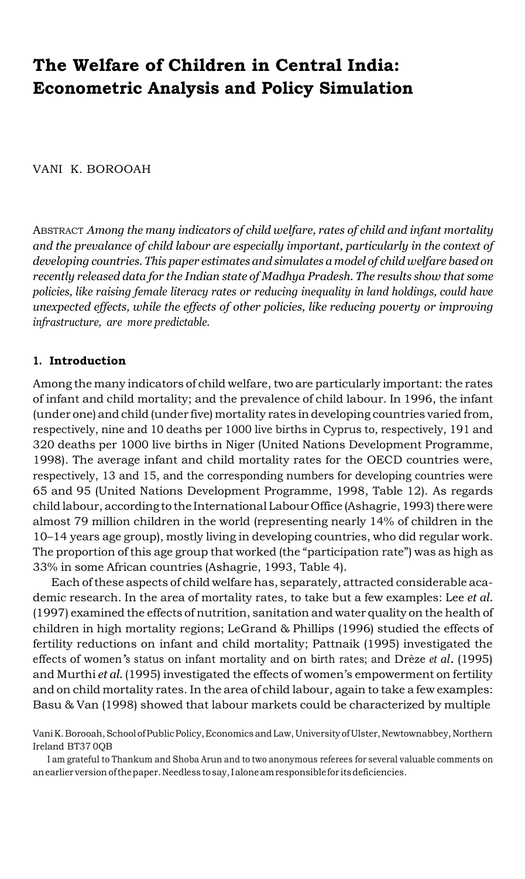# The Welfare of Children in Central India: Econometric Analysis and Policy Simulation

VANI K. BOROOAH

ABSTRACT *Among the many indicators of child welfare, rates of child and infant mortality and the prevalance of child labour are especially important, particularly in the context of developing countries. This paper estimates and simulates a model of child welfare based on recently released data for the Indian state of Madhya Pradesh. The results show that some policies, like raising female literacy rates or reducing inequality in land holdings, could have unexpected effects, while the effects of other policies, like reducing poverty or improving infrastructure, are more predictable.*

## 1. Introduction

Among the many indicators of child welfare, two are particularly important: the rates of infant and child mortality; and the prevalence of child labour. In 1996, the infant (under one) and child (under five) mortality rates in developing countries varied from, respectively, nine and 10 deaths per 1000 live births in Cyprus to, respectively, 191 and 320 deaths per 1000 live births in Niger (United Nations Development Programme, 1998). The average infant and child mortality rates for the OECD countries were, respectively, 13 and 15, and the corresponding numbers for developing countries were 65 and 95 (United Nations Development Programme, 1998, Table 12). As regards child labour, according to the International Labour Office (Ashagrie, 1993) there were almost 79 million children in the world (representing nearly 14% of children in the 10–14 years age group), mostly living in developing countries, who did regular work. The proportion of this age group that worked (the "participation rate") was as high as 33% in some African countries (Ashagrie, 1993, Table 4).

Each of these aspects of child welfare has, separately, attracted considerable academic research. In the area of mortality rates, to take but a few examples: Lee *et al.* (1997) examined the effects of nutrition, sanitation and water quality on the health of children in high mortality regions; LeGrand & Phillips (1996) studied the effects of fertility reductions on infant and child mortality; Pattnaik (1995) investigated the effects of women's status on infant mortality and on birth rates; and Drèze *et al*. (1995) and Murthi *et al.* (1995) investigated the effects of women's empowerment on fertility and on child mortality rates. In the area of child labour, again to take a few examples: Basu & Van (1998) showed that labour markets could be characterized by multiple

Vani K. Borooah, School of Public Policy, Economics and Law, University of Ulster, Newtownabbey, Northern Ireland BT37 0QB

I am grateful to Thankum and Shoba Arun and to two anonymous referees for several valuable comments on an earlier version of the paper. Needless to say, I alone am responsible for its deficiencies.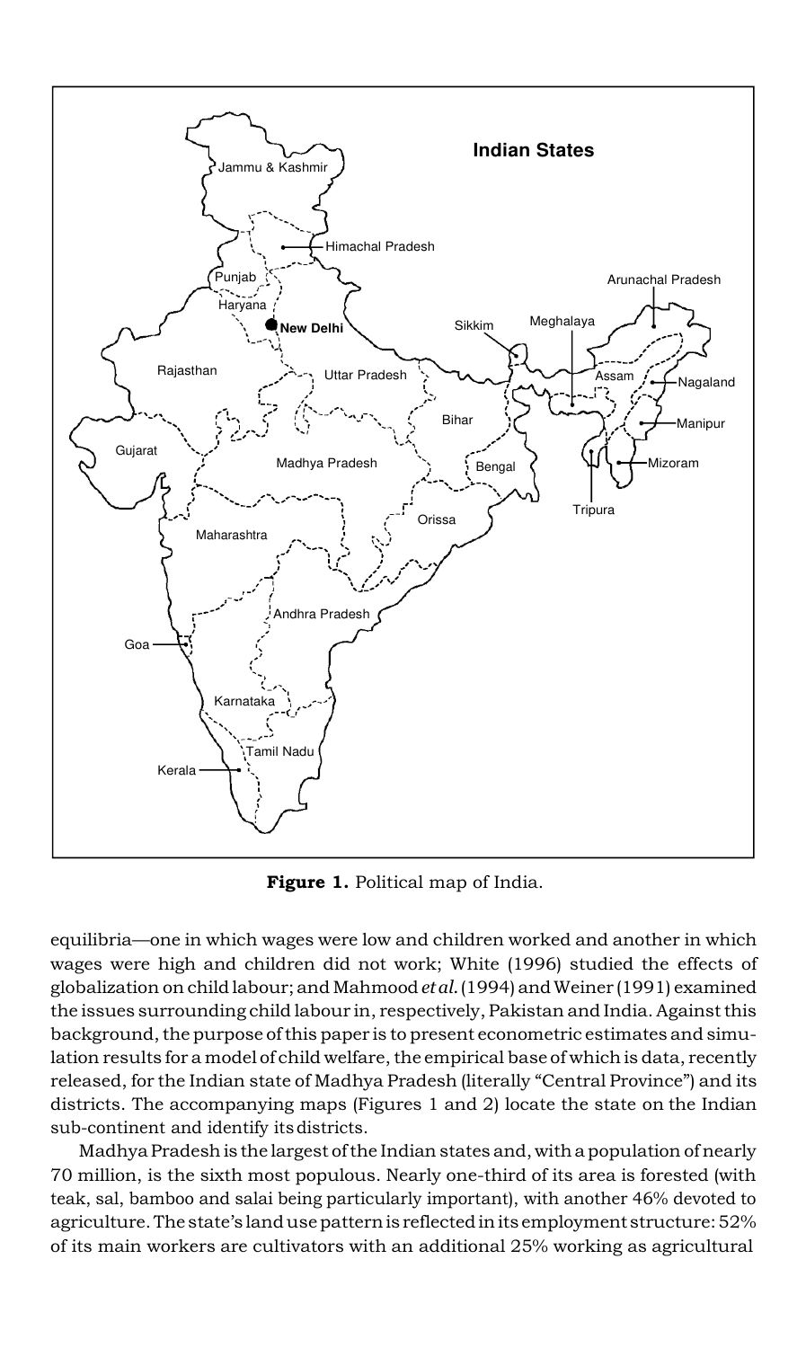**Figure 1.** Political map of India.

equilibria—one in which wages were low and children worked and another in which wages were high and children did not work; White (1996) studied the effects of globalization on child labour; and Mahmood *et al.* (1994) and Weiner (1991) examined the issues surrounding child labour in, respectively, Pakistan and India. Against this background, the purpose of this paper is to present econometric estimates and simulation results for a model of child welfare, the empirical base of which is data, recently released, for the Indian state of Madhya Pradesh (literally "Central Province") and its districts. The accompanying maps (Figures 1 and 2) locate the state on the Indian sub-continent and identify its districts.

Madhya Pradesh is the largest of the Indian states and, with a population of nearly 70 million, is the sixth most populous. Nearly one-third of its area is forested (with teak, sal, bamboo and salai being particularly important), with another 46% devoted to agriculture. The state's land use pattern is reflected in its employment structure: 52% of its main workers are cultivators with an additional 25% working as agricultural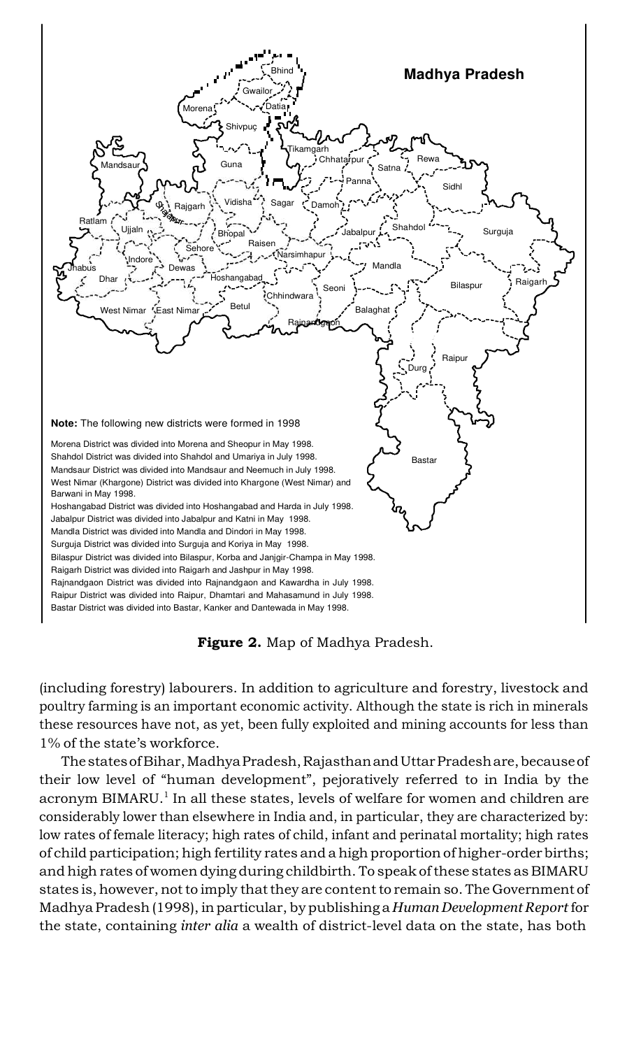**Madhya Pradesh**

**Note:** The following new districts were formed in 1998

Morena District was divided into Morena and Sheopur in May 1998.
Shahdol District was divided into Shahdol and Umariya in July 1998.
Mandsaur District was divided into Mandsaur and Neemuch in July 1998.
West Nimar (Khargone) District was divided into Khargone (West Nimar) and Barwani in May 1998.
Hoshangabad District was divided into Hoshangabad and Harda in July 1998.
Jabalpur District was divided into Jabalpur and Katni in May 1998.
Mandla District was divided into Mandla and Dindori in May 1998.
Surguja District was divided into Surguja and Koriya in May 1998.
Bilaspur District was divided into Bilaspur, Korba and Janjgir-Champa in May 1998.
Raigarh District was divided into Raigarh and Jashpur in May 1998.
Rajnandgaon District was divided into Rajnandgaon and Kawardha in July 1998.
Raipur District was divided into Raipur, Dhamtari and Mahasamund in July 1998.
Bastar District was divided into Bastar, Kanker and Dantewada in May 1998.

**Figure 2.** Map of Madhya Pradesh.

(including forestry) labourers. In addition to agriculture and forestry, livestock and poultry farming is an important economic activity. Although the state is rich in minerals these resources have not, as yet, been fully exploited and mining accounts for less than 1% of the state's workforce.

The states of Bihar, Madhya Pradesh, Rajasthan and Uttar Pradesh are, because of their low level of "human development", pejoratively referred to in India by the acronym BIMARU.[1] In all these states, levels of welfare for women and children are considerably lower than elsewhere in India and, in particular, they are characterized by: low rates of female literacy; high rates of child, infant and perinatal mortality; high rates of child participation; high fertility rates and a high proportion of higher-order births; and high rates of women dying during childbirth. To speak of these states as BIMARU states is, however, not to imply that they are content to remain so. The Government of Madhya Pradesh (1998), in particular, by publishing a *Human Development Report* for the state, containing *inter alia* a wealth of district-level data on the state, has both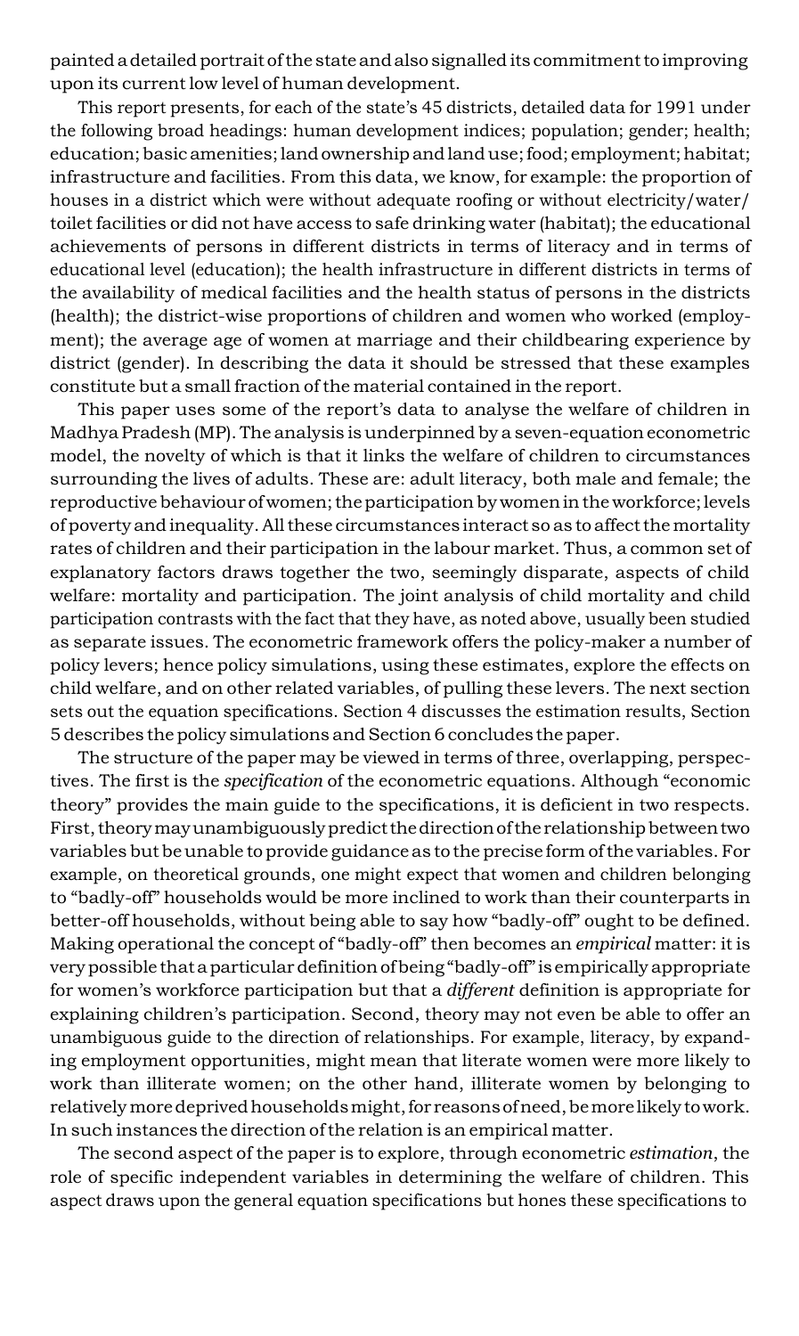painted a detailed portrait of the state and also signalled its commitment to improving upon its current low level of human development.

This report presents, for each of the state's 45 districts, detailed data for 1991 under the following broad headings: human development indices; population; gender; health; education; basic amenities; land ownership and land use; food; employment; habitat; infrastructure and facilities. From this data, we know, for example: the proportion of houses in a district which were without adequate roofing or without electricity/water/toilet facilities or did not have access to safe drinking water (habitat); the educational achievements of persons in different districts in terms of literacy and in terms of educational level (education); the health infrastructure in different districts in terms of the availability of medical facilities and the health status of persons in the districts (health); the district-wise proportions of children and women who worked (employment); the average age of women at marriage and their childbearing experience by district (gender). In describing the data it should be stressed that these examples constitute but a small fraction of the material contained in the report.

This paper uses some of the report's data to analyse the welfare of children in Madhya Pradesh (MP). The analysis is underpinned by a seven-equation econometric model, the novelty of which is that it links the welfare of children to circumstances surrounding the lives of adults. These are: adult literacy, both male and female; the reproductive behaviour of women; the participation by women in the workforce; levels of poverty and inequality. All these circumstances interact so as to affect the mortality rates of children and their participation in the labour market. Thus, a common set of explanatory factors draws together the two, seemingly disparate, aspects of child welfare: mortality and participation. The joint analysis of child mortality and child participation contrasts with the fact that they have, as noted above, usually been studied as separate issues. The econometric framework offers the policy-maker a number of policy levers; hence policy simulations, using these estimates, explore the effects on child welfare, and on other related variables, of pulling these levers. The next section sets out the equation specifications. Section 4 discusses the estimation results, Section 5 describes the policy simulations and Section 6 concludes the paper.

The structure of the paper may be viewed in terms of three, overlapping, perspectives. The first is the *specification* of the econometric equations. Although "economic theory" provides the main guide to the specifications, it is deficient in two respects. First, theory may unambiguously predict the direction of the relationship between two variables but be unable to provide guidance as to the precise form of the variables. For example, on theoretical grounds, one might expect that women and children belonging to "badly-off" households would be more inclined to work than their counterparts in better-off households, without being able to say how "badly-off" ought to be defined. Making operational the concept of "badly-off" then becomes an *empirical* matter: it is very possible that a particular definition of being "badly-off" is empirically appropriate for women's workforce participation but that a *different* definition is appropriate for explaining children's participation. Second, theory may not even be able to offer an unambiguous guide to the direction of relationships. For example, literacy, by expanding employment opportunities, might mean that literate women were more likely to work than illiterate women; on the other hand, illiterate women by belonging to relatively more deprived households might, for reasons of need, be more likely to work. In such instances the direction of the relation is an empirical matter.

The second aspect of the paper is to explore, through econometric *estimation*, the role of specific independent variables in determining the welfare of children. This aspect draws upon the general equation specifications but hones these specifications to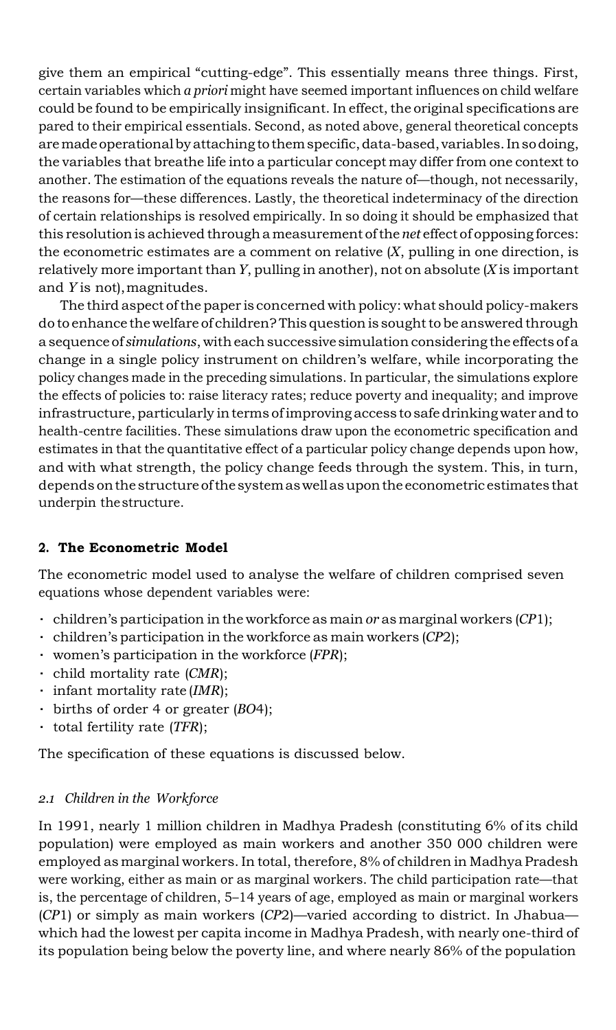give them an empirical "cutting-edge". This essentially means three things. First, certain variables which *a priori* might have seemed important influences on child welfare could be found to be empirically insignificant. In effect, the original specifications are pared to their empirical essentials. Second, as noted above, general theoretical concepts are made operational by attaching to them specific, data-based, variables. In so doing, the variables that breathe life into a particular concept may differ from one context to another. The estimation of the equations reveals the nature of—though, not necessarily, the reasons for—these differences. Lastly, the theoretical indeterminacy of the direction of certain relationships is resolved empirically. In so doing it should be emphasized that this resolution is achieved through a measurement of the *net* effect of opposing forces: the econometric estimates are a comment on relative (*X*, pulling in one direction, is relatively more important than *Y*, pulling in another), not on absolute (*X* is important and *Y* is not), magnitudes.

The third aspect of the paper is concerned with policy: what should policy-makers do to enhance the welfare of children? This question is sought to be answered through a sequence of *simulations*, with each successive simulation considering the effects of a change in a single policy instrument on children's welfare, while incorporating the policy changes made in the preceding simulations. In particular, the simulations explore the effects of policies to: raise literacy rates; reduce poverty and inequality; and improve infrastructure, particularly in terms of improving access to safe drinking water and to health-centre facilities. These simulations draw upon the econometric specification and estimates in that the quantitative effect of a particular policy change depends upon how, and with what strength, the policy change feeds through the system. This, in turn, depends on the structure of the system as well as upon the econometric estimates that underpin the structure.

## 2. The Econometric Model

The econometric model used to analyse the welfare of children comprised seven equations whose dependent variables were:

- children's participation in the workforce as main *or* as marginal workers (*CP*1);
- children's participation in the workforce as main workers (*CP*2);
- women's participation in the workforce (*FPR*);
- child mortality rate (*CMR*);
- infant mortality rate (*IMR*);
- births of order 4 or greater (*BO*4);
- total fertility rate (*TFR*);

The specification of these equations is discussed below.

### *2.1 Children in the Workforce*

In 1991, nearly 1 million children in Madhya Pradesh (constituting 6% of its child population) were employed as main workers and another 350 000 children were employed as marginal workers. In total, therefore, 8% of children in Madhya Pradesh were working, either as main or as marginal workers. The child participation rate—that is, the percentage of children, 5–14 years of age, employed as main or marginal workers (*CP*1) or simply as main workers (*CP*2)—varied according to district. In Jhabua—which had the lowest per capita income in Madhya Pradesh, with nearly one-third of its population being below the poverty line, and where nearly 86% of the population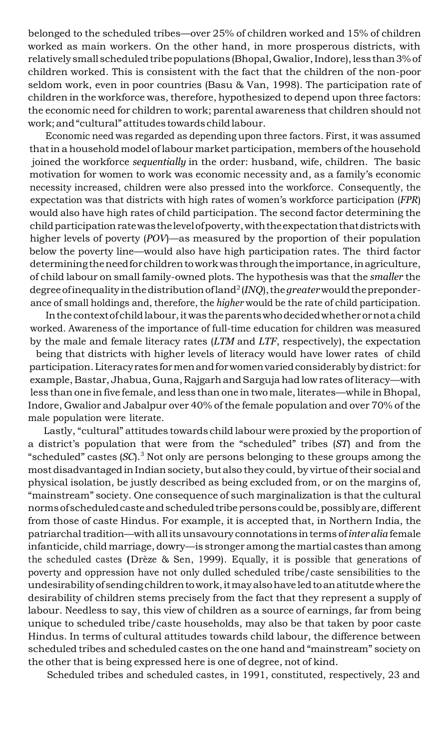belonged to the scheduled tribes—over 25% of children worked and 15% of children worked as main workers. On the other hand, in more prosperous districts, with relatively small scheduled tribe populations (Bhopal, Gwalior, Indore), less than 3% of children worked. This is consistent with the fact that the children of the non-poor seldom work, even in poor countries (Basu & Van, 1998). The participation rate of children in the workforce was, therefore, hypothesized to depend upon three factors: the economic need for children to work; parental awareness that children should not work; and "cultural" attitudes towards child labour.

Economic need was regarded as depending upon three factors. First, it was assumed that in a household model of labour market participation, members of the household joined the workforce *sequentially* in the order: husband, wife, children. The basic motivation for women to work was economic necessity and, as a family's economic necessity increased, children were also pressed into the workforce. Consequently, the expectation was that districts with high rates of women's workforce participation (*FPR*) would also have high rates of child participation. The second factor determining the child participation rate was the level of poverty, with the expectation that districts with higher levels of poverty (*POV*)—as measured by the proportion of their population below the poverty line—would also have high participation rates. The third factor determining the need for children to work was through the importance, in agriculture, of child labour on small family-owned plots. The hypothesis was that the *smaller* the degree of inequality in the distribution of land[2] (*INQ*), the *greater* would the preponderance of small holdings and, therefore, the *higher* would be the rate of child participation.

In the context of child labour, it was the parents who decided whether or not a child worked. Awareness of the importance of full-time education for children was measured by the male and female literacy rates (*LTM* and *LTF*, respectively), the expectation being that districts with higher levels of literacy would have lower rates of child participation. Literacy rates for men and for women varied considerably by district: for example, Bastar, Jhabua, Guna, Rajgarh and Sarguja had low rates of literacy—with less than one in five female, and less than one in two male, literates—while in Bhopal, Indore, Gwalior and Jabalpur over 40% of the female population and over 70% of the male population were literate.

Lastly, "cultural" attitudes towards child labour were proxied by the proportion of a district's population that were from the "scheduled" tribes (*ST*) and from the "scheduled" castes (*SC*).[3] Not only are persons belonging to these groups among the most disadvantaged in Indian society, but also they could, by virtue of their social and physical isolation, be justly described as being excluded from, or on the margins of, "mainstream" society. One consequence of such marginalization is that the cultural norms of scheduled caste and scheduled tribe persons could be, possibly are, different from those of caste Hindus. For example, it is accepted that, in Northern India, the patriarchal tradition—with all its unsavoury connotations in terms of *inter alia* female infanticide, child marriage, dowry—is stronger among the martial castes than among the scheduled castes (Drèze & Sen, 1999). Equally, it is possible that generations of poverty and oppression have not only dulled scheduled tribe/caste sensibilities to the undesirability of sending children to work, it may also have led to an atitutde where the desirability of children stems precisely from the fact that they represent a supply of labour. Needless to say, this view of children as a source of earnings, far from being unique to scheduled tribe/caste households, may also be that taken by poor caste Hindus. In terms of cultural attitudes towards child labour, the difference between scheduled tribes and scheduled castes on the one hand and "mainstream" society on the other that is being expressed here is one of degree, not of kind.

Scheduled tribes and scheduled castes, in 1991, constituted, respectively, 23 and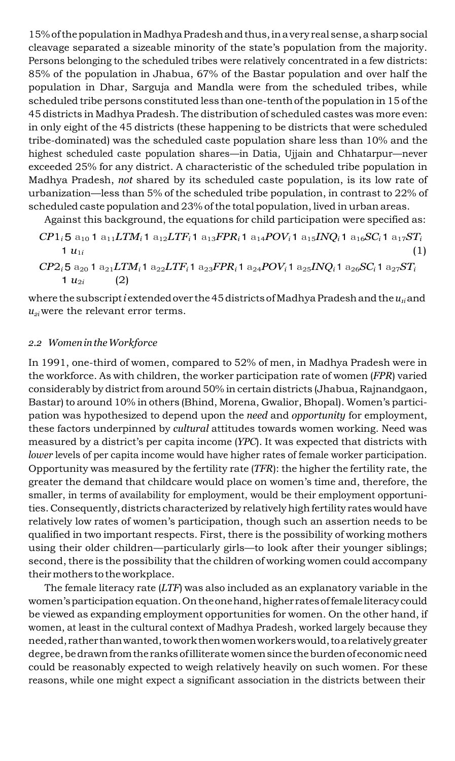15% of the population in Madhya Pradesh and thus, in a very real sense, a sharp social cleavage separated a sizeable minority of the state's population from the majority. Persons belonging to the scheduled tribes were relatively concentrated in a few districts: 85% of the population in Jhabua, 67% of the Bastar population and over half the population in Dhar, Sarguja and Mandla were from the scheduled tribes, while scheduled tribe persons constituted less than one-tenth of the population in 15 of the 45 districts in Madhya Pradesh. The distribution of scheduled castes was more even: in only eight of the 45 districts (these happening to be districts that were scheduled tribe-dominated) was the scheduled caste population share less than 10% and the highest scheduled caste population shares—in Datia, Ujjain and Chhatarpur—never exceeded 25% for any district. A characteristic of the scheduled tribe population in Madhya Pradesh, *not* shared by its scheduled caste population, is its low rate of urbanization—less than 5% of the scheduled tribe population, in contrast to 22% of scheduled caste population and 23% of the total population, lived in urban areas.

Against this background, the equations for child participation were specified as:

$$CP1_i = a_{10} + a_{11}LTM_i + a_{12}LTF_i + a_{13}FPR_i + a_{14}POV_i + a_{15}INQ_i + a_{16}SC_i + a_{17}ST_i + u_{1i} \quad (1)$$

$$CP2_i = a_{20} + a_{21}LTM_i + a_{22}LTF_i + a_{23}FPR_i + a_{24}POV_i + a_{25}INQ_i + a_{26}SC_i + a_{27}ST_i + u_{2i} \quad (2)$$

where the subscript $i$ extended over the 45 districts of Madhya Pradesh and the $u_{1i}$ and $u_{2i}$ were the relevant error terms.

### *2.2 Women in the Workforce*

In 1991, one-third of women, compared to 52% of men, in Madhya Pradesh were in the workforce. As with children, the worker participation rate of women (*FPR*) varied considerably by district from around 50% in certain districts (Jhabua, Rajnandgaon, Bastar) to around 10% in others (Bhind, Morena, Gwalior, Bhopal). Women's participation was hypothesized to depend upon the *need* and *opportunity* for employment, these factors underpinned by *cultural* attitudes towards women working. Need was measured by a district's per capita income (*YPC*). It was expected that districts with *lower* levels of per capita income would have higher rates of female worker participation. Opportunity was measured by the fertility rate (*TFR*): the higher the fertility rate, the greater the demand that childcare would place on women's time and, therefore, the smaller, in terms of availability for employment, would be their employment opportunities. Consequently, districts characterized by relatively high fertility rates would have relatively low rates of women's participation, though such an assertion needs to be qualified in two important respects. First, there is the possibility of working mothers using their older children—particularly girls—to look after their younger siblings; second, there is the possibility that the children of working women could accompany their mothers to the workplace.

The female literacy rate (*LTF*) was also included as an explanatory variable in the women's participation equation. On the one hand, higher rates of female literacy could be viewed as expanding employment opportunities for women. On the other hand, if women, at least in the cultural context of Madhya Pradesh, worked largely because they needed, rather than wanted, to work then women workers would, to a relatively greater degree, be drawn from the ranks of illiterate women since the burden of economic need could be reasonably expected to weigh relatively heavily on such women. For these reasons, while one might expect a significant association in the districts between their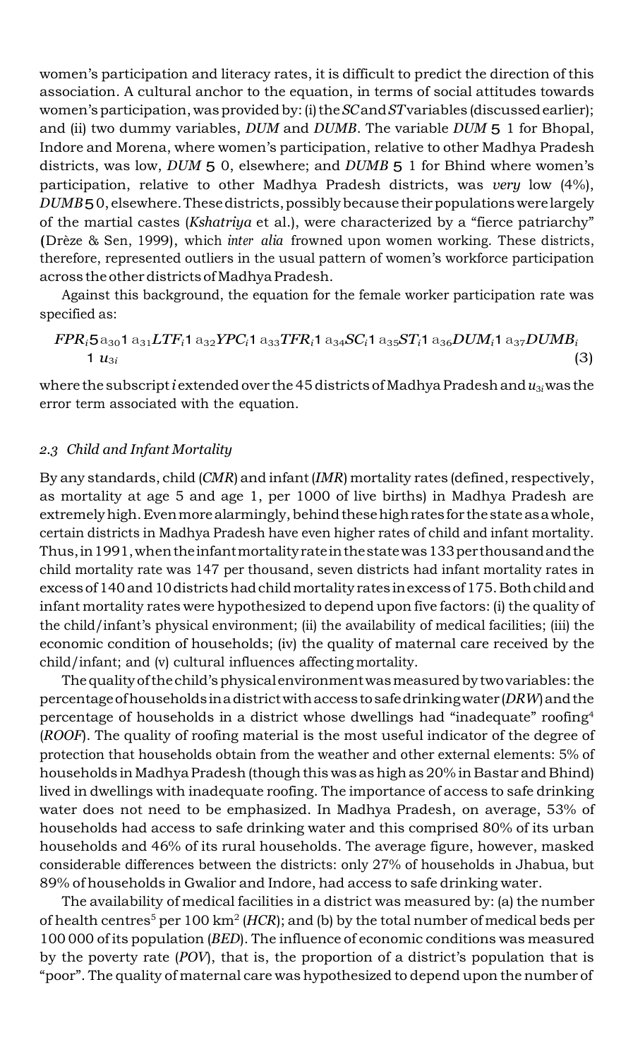women's participation and literacy rates, it is difficult to predict the direction of this association. A cultural anchor to the equation, in terms of social attitudes towards women's participation, was provided by: (i) the *SC* and *ST* variables (discussed earlier); and (ii) two dummy variables, *DUM* and *DUMB*. The variable $DUM = 1$ for Bhopal, Indore and Morena, where women's participation, relative to other Madhya Pradesh districts, was low, $DUM = 0$, elsewhere; and $DUMB = 1$ for Bhind where women's participation, relative to other Madhya Pradesh districts, was *very* low (4%), $DUMB = 0$, elsewhere. These districts, possibly because their populations were largely of the martial castes (*Kshatriya* et al.), were characterized by a "fierce patriarchy" (Drèze & Sen, 1999), which *inter alia* frowned upon women working. These districts, therefore, represented outliers in the usual pattern of women's workforce participation across the other districts of Madhya Pradesh.

Against this background, the equation for the female worker participation rate was specified as:

$$FPR_i = a_{30} + a_{31}LTF_i + a_{32}YPC_i + a_{33}TFR_i + a_{34}SC_i + a_{35}ST_i + a_{36}DUM_i + a_{37}DUMB_i + u_{3i} \tag{3}$$

where the subscript $i$ extended over the 45 districts of Madhya Pradesh and $u_{3i}$ was the error term associated with the equation.

### *2.3 Child and Infant Mortality*

By any standards, child (*CMR*) and infant (*IMR*) mortality rates (defined, respectively, as mortality at age 5 and age 1, per 1000 of live births) in Madhya Pradesh are extremely high. Even more alarmingly, behind these high rates for the state as a whole, certain districts in Madhya Pradesh have even higher rates of child and infant mortality. Thus, in 1991, when the infant mortality rate in the state was 133 per thousand and the child mortality rate was 147 per thousand, seven districts had infant mortality rates in excess of 140 and 10 districts had child mortality rates in excess of 175. Both child and infant mortality rates were hypothesized to depend upon five factors: (i) the quality of the child/infant's physical environment; (ii) the availability of medical facilities; (iii) the economic condition of households; (iv) the quality of maternal care received by the child/infant; and (v) cultural influences affecting mortality.

The quality of the child's physical environment was measured by two variables: the percentage of households in a district with access to safe drinking water (*DRW*) and the percentage of households in a district whose dwellings had "inadequate" roofing[4] (*ROOF*). The quality of roofing material is the most useful indicator of the degree of protection that households obtain from the weather and other external elements: 5% of households in Madhya Pradesh (though this was as high as 20% in Bastar and Bhind) lived in dwellings with inadequate roofing. The importance of access to safe drinking water does not need to be emphasized. In Madhya Pradesh, on average, 53% of households had access to safe drinking water and this comprised 80% of its urban households and 46% of its rural households. The average figure, however, masked considerable differences between the districts: only 27% of households in Jhabua, but 89% of households in Gwalior and Indore, had access to safe drinking water.

The availability of medical facilities in a district was measured by: (a) the number of health centres[5] per 100 km$^2$ (*HCR*); and (b) by the total number of medical beds per 100 000 of its population (*BED*). The influence of economic conditions was measured by the poverty rate (*POV*), that is, the proportion of a district's population that is "poor". The quality of maternal care was hypothesized to depend upon the number of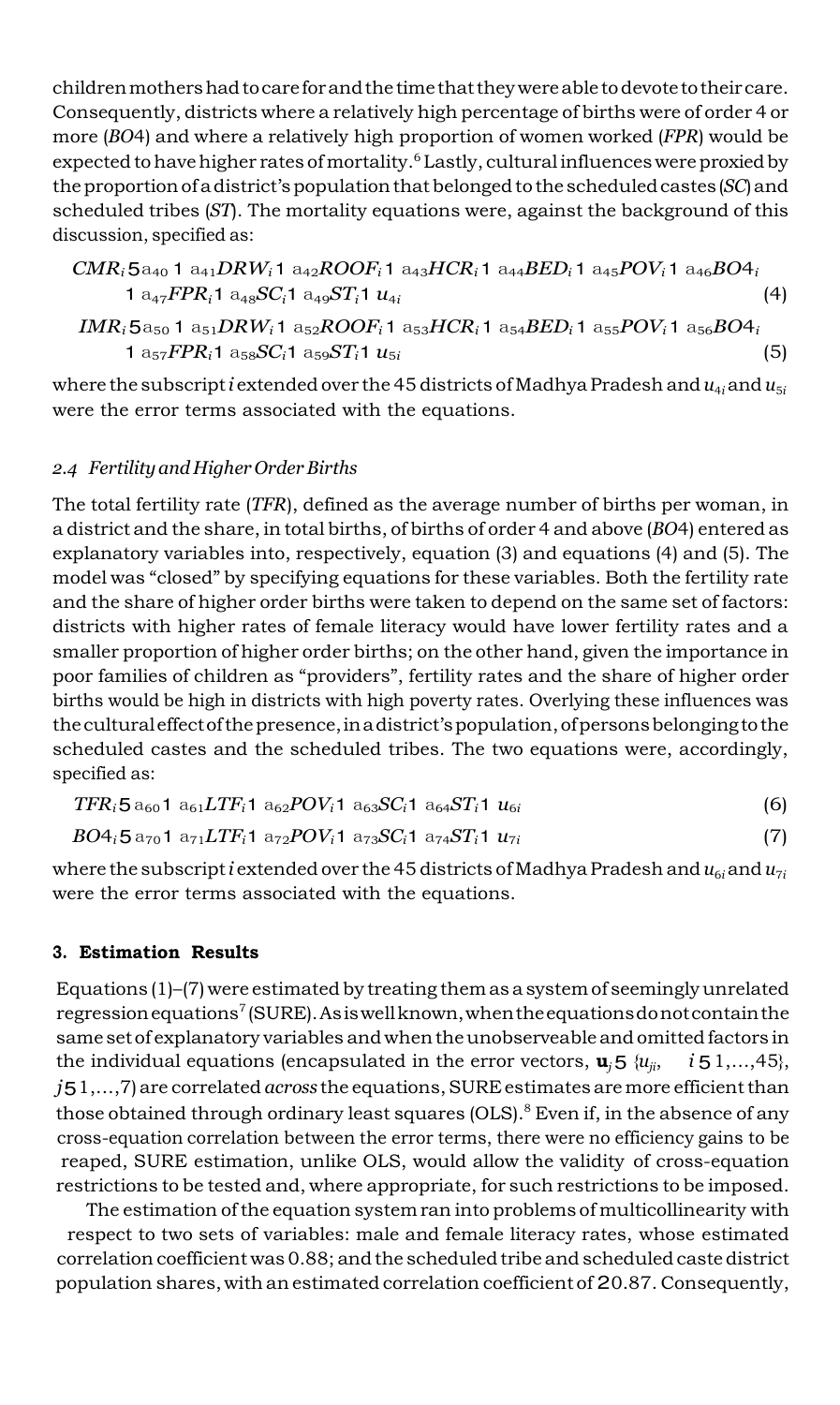children mothers had to care for and the time that they were able to devote to their care. Consequently, districts where a relatively high percentage of births were of order 4 or more (*BO*4) and where a relatively high proportion of women worked (*FPR*) would be expected to have higher rates of mortality.[6] Lastly, cultural influences were proxied by the proportion of a district's population that belonged to the scheduled castes (*SC*) and scheduled tribes (*ST*). The mortality equations were, against the background of this discussion, specified as:

$$CMR_i = \alpha_{40} + \alpha_{41}DRW_i + \alpha_{42}ROOF_i + \alpha_{43}HCR_i + \alpha_{44}BED_i + \alpha_{45}POV_i + \alpha_{46}BO4_i + \alpha_{47}FPR_i + \alpha_{48}SC_i + \alpha_{49}ST_i + u_{4i} \quad (4)$$

$$IMR_i = \alpha_{50} + \alpha_{51}DRW_i + \alpha_{52}ROOF_i + \alpha_{53}HCR_i + \alpha_{54}BED_i + \alpha_{55}POV_i + \alpha_{56}BO4_i + \alpha_{57}FPR_i + \alpha_{58}SC_i + \alpha_{59}ST_i + u_{5i} \quad (5)$$

where the subscript $i$ extended over the 45 districts of Madhya Pradesh and $u_{4i}$ and $u_{5i}$ were the error terms associated with the equations.

### 2.4 Fertility and Higher Order Births

The total fertility rate (*TFR*), defined as the average number of births per woman, in a district and the share, in total births, of births of order 4 and above (*BO*4) entered as explanatory variables into, respectively, equation (3) and equations (4) and (5). The model was "closed" by specifying equations for these variables. Both the fertility rate and the share of higher order births were taken to depend on the same set of factors: districts with higher rates of female literacy would have lower fertility rates and a smaller proportion of higher order births; on the other hand, given the importance in poor families of children as "providers", fertility rates and the share of higher order births would be high in districts with high poverty rates. Overlying these influences was the cultural effect of the presence, in a district's population, of persons belonging to the scheduled castes and the scheduled tribes. The two equations were, accordingly, specified as:

$$TFR_i = \alpha_{60} + \alpha_{61}LTF_i + \alpha_{62}POV_i + \alpha_{63}SC_i + \alpha_{64}ST_i + u_{6i} \quad (6)$$

$$BO4_i = \alpha_{70} + \alpha_{71}LTF_i + \alpha_{72}POV_i + \alpha_{73}SC_i + \alpha_{74}ST_i + u_{7i} \quad (7)$$

where the subscript $i$ extended over the 45 districts of Madhya Pradesh and $u_{6i}$ and $u_{7i}$ were the error terms associated with the equations.

## 3. Estimation Results

Equations (1)–(7) were estimated by treating them as a system of seemingly unrelated regression equations[7] (SURE). As is well known, when the equations do not contain the same set of explanatory variables and when the unobserveable and omitted factors in the individual equations (encapsulated in the error vectors, $\mathbf{u}_j = \{u_{ji}, \quad i = 1,...,45\}$, $j = 1,...,7$) are correlated *across* the equations, SURE estimates are more efficient than those obtained through ordinary least squares (OLS).[8] Even if, in the absence of any cross-equation correlation between the error terms, there were no efficiency gains to be reaped, SURE estimation, unlike OLS, would allow the validity of cross-equation restrictions to be tested and, where appropriate, for such restrictions to be imposed.

The estimation of the equation system ran into problems of multicollinearity with respect to two sets of variables: male and female literacy rates, whose estimated correlation coefficient was 0.88; and the scheduled tribe and scheduled caste district population shares, with an estimated correlation coefficient of −0.87. Consequently,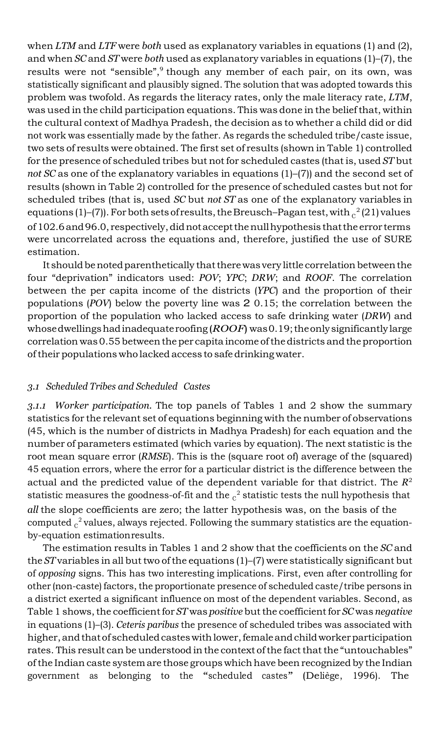when *LTM* and *LTF* were *both* used as explanatory variables in equations (1) and (2), and when *SC* and *ST* were *both* used as explanatory variables in equations (1)–(7), the results were not "sensible",[9] though any member of each pair, on its own, was statistically significant and plausibly signed. The solution that was adopted towards this problem was twofold. As regards the literacy rates, only the male literacy rate, *LTM*, was used in the child participation equations. This was done in the belief that, within the cultural context of Madhya Pradesh, the decision as to whether a child did or did not work was essentially made by the father. As regards the scheduled tribe/caste issue, two sets of results were obtained. The first set of results (shown in Table 1) controlled for the presence of scheduled tribes but not for scheduled castes (that is, used *ST* but *not SC* as one of the explanatory variables in equations (1)–(7)) and the second set of results (shown in Table 2) controlled for the presence of scheduled castes but not for scheduled tribes (that is, used *SC* but *not ST* as one of the explanatory variables in equations (1)–(7)). For both sets of results, the Breusch–Pagan test, with $\chi^2(21)$ values of 102.6 and 96.0, respectively, did not accept the null hypothesis that the error terms were uncorrelated across the equations and, therefore, justified the use of SURE estimation.

It should be noted parenthetically that there was very little correlation between the four "deprivation" indicators used: *POV*; *YPC*; *DRW*; and *ROOF*. The correlation between the per capita income of the districts (*YPC*) and the proportion of their populations (*POV*) below the poverty line was −0.15; the correlation between the proportion of the population who lacked access to safe drinking water (*DRW*) and whose dwellings had inadequate roofing (*ROOF*) was 0.19; the only significantly large correlation was 0.55 between the per capita income of the districts and the proportion of their populations who lacked access to safe drinking water.

### *3.1 Scheduled Tribes and Scheduled Castes*

*3.1.1 Worker participation.* The top panels of Tables 1 and 2 show the summary statistics for the relevant set of equations beginning with the number of observations (45, which is the number of districts in Madhya Pradesh) for each equation and the number of parameters estimated (which varies by equation). The next statistic is the root mean square error (*RMSE*). This is the (square root of) average of the (squared) 45 equation errors, where the error for a particular district is the difference between the actual and the predicted value of the dependent variable for that district. The $R^2$ statistic measures the goodness-of-fit and the $\chi^2$ statistic tests the null hypothesis that *all* the slope coefficients are zero; the latter hypothesis was, on the basis of the computed $\chi^2$ values, always rejected. Following the summary statistics are the equation-by-equation estimation results.

The estimation results in Tables 1 and 2 show that the coefficients on the *SC* and the *ST* variables in all but two of the equations (1)–(7) were statistically significant but of *opposing* signs. This has two interesting implications. First, even after controlling for other (non-caste) factors, the proportionate presence of scheduled caste/tribe persons in a district exerted a significant influence on most of the dependent variables. Second, as Table 1 shows, the coefficient for *ST* was *positive* but the coefficient for *SC* was *negative* in equations (1)–(3). *Ceteris paribus* the presence of scheduled tribes was associated with higher, and that of scheduled castes with lower, female and child worker participation rates. This result can be understood in the context of the fact that the "untouchables" of the Indian caste system are those groups which have been recognized by the Indian government as belonging to the "scheduled castes" (Deliège, 1996). The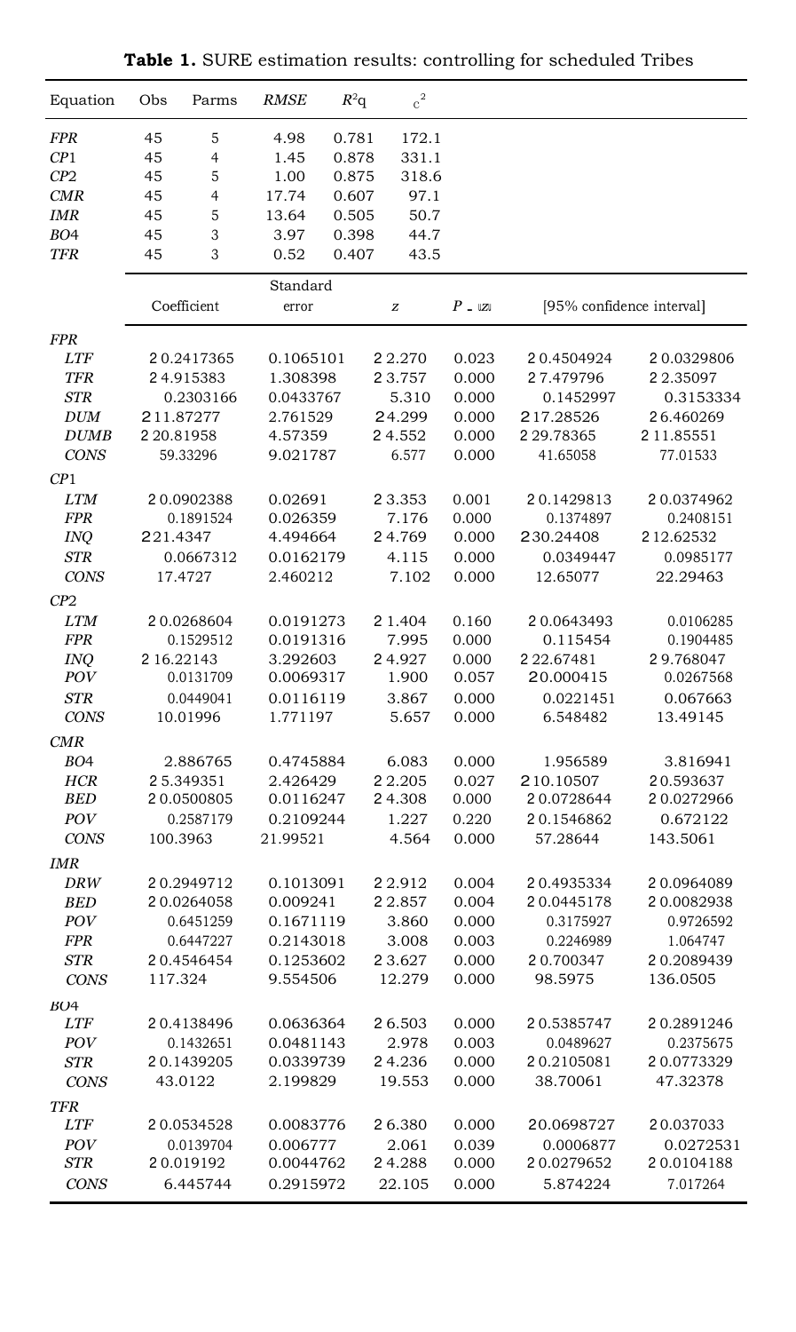**Table 1.** SURE estimation results: controlling for scheduled Tribes

| Equation | Obs | Parms | *RMSE* | $R^2$ | $\chi^2$ |
|---|---|---|---|---|---|
| *FPR* | 45 | 5 | 4.98 | 0.781 | 172.1 |
| *CP*1 | 45 | 4 | 1.45 | 0.878 | 331.1 |
| *CP*2 | 45 | 5 | 1.00 | 0.875 | 318.6 |
| *CMR* | 45 | 4 | 17.74 | 0.607 | 97.1 |
| *IMR* | 45 | 5 | 13.64 | 0.505 | 50.7 |
| *BO*4 | 45 | 3 | 3.97 | 0.398 | 44.7 |
| *TFR* | 45 | 3 | 0.52 | 0.407 | 43.5 |

| | Coefficient | Standard error | *z* | $P > \|z\|$ | [95% confidence interval] | |
|---|---|---|---|---|---|---|
| ***FPR*** | | | | | | |
| *LTF* | -0.2417365 | 0.1065101 | -2.270 | 0.023 | -0.4504924 | -0.0329806 |
| *TFR* | -4.915383 | 1.308398 | -3.757 | 0.000 | -7.479796 | -2.35097 |
| *STR* | 0.2303166 | 0.0433767 | 5.310 | 0.000 | 0.1452997 | 0.3153334 |
| *DUM* | -11.87277 | 2.761529 | -4.299 | 0.000 | -17.28526 | -6.460269 |
| *DUMB* | -20.81958 | 4.57359 | -4.552 | 0.000 | -29.78365 | -11.85551 |
| *CONS* | 59.33296 | 9.021787 | 6.577 | 0.000 | 41.65058 | 77.01533 |
| ***CP*1** | | | | | | |
| *LTM* | -0.0902388 | 0.02691 | -3.353 | 0.001 | -0.1429813 | -0.0374962 |
| *FPR* | 0.1891524 | 0.026359 | 7.176 | 0.000 | 0.1374897 | 0.2408151 |
| *INQ* | -21.4347 | 4.494664 | -4.769 | 0.000 | -30.24408 | -12.62532 |
| *STR* | 0.0667312 | 0.0162179 | 4.115 | 0.000 | 0.0349447 | 0.0985177 |
| *CONS* | 17.4727 | 2.460212 | 7.102 | 0.000 | 12.65077 | 22.29463 |
| ***CP*2** | | | | | | |
| *LTM* | -0.0268604 | 0.0191273 | -1.404 | 0.160 | -0.0643493 | 0.0106285 |
| *FPR* | 0.1529512 | 0.0191316 | 7.995 | 0.000 | 0.115454 | 0.1904485 |
| *INQ* | -16.22143 | 3.292603 | -4.927 | 0.000 | -22.67481 | -9.768047 |
| *POV* | 0.0131709 | 0.0069317 | 1.900 | 0.057 | -0.000415 | 0.0267568 |
| *STR* | 0.0449041 | 0.0116119 | 3.867 | 0.000 | 0.0221451 | 0.067663 |
| *CONS* | 10.01996 | 1.771197 | 5.657 | 0.000 | 6.548482 | 13.49145 |
| ***CMR*** | | | | | | |
| *BO*4 | 2.886765 | 0.4745884 | 6.083 | 0.000 | 1.956589 | 3.816941 |
| *HCR* | -5.349351 | 2.426429 | -2.205 | 0.027 | -10.10507 | -0.593637 |
| *BED* | -0.0500805 | 0.0116247 | -4.308 | 0.000 | -0.0728644 | -0.0272966 |
| *POV* | 0.2587179 | 0.2109244 | 1.227 | 0.220 | -0.1546862 | 0.672122 |
| *CONS* | 100.3963 | 21.99521 | 4.564 | 0.000 | 57.28644 | 143.5061 |
| ***IMR*** | | | | | | |
| *DRW* | -0.2949712 | 0.1013091 | -2.912 | 0.004 | -0.4935334 | -0.0964089 |
| *BED* | -0.0264058 | 0.009241 | -2.857 | 0.004 | -0.0445178 | -0.0082938 |
| *POV* | 0.6451259 | 0.1671119 | 3.860 | 0.000 | 0.3175927 | 0.9726592 |
| *FPR* | 0.6447227 | 0.2143018 | 3.008 | 0.003 | 0.2246989 | 1.064747 |
| *STR* | -0.4546454 | 0.1253602 | -3.627 | 0.000 | -0.700347 | -0.2089439 |
| *CONS* | 117.324 | 9.554506 | 12.279 | 0.000 | 98.5975 | 136.0505 |
| ***BO*4** | | | | | | |
| *LTF* | -0.4138496 | 0.0636364 | -6.503 | 0.000 | -0.5385747 | -0.2891246 |
| *POV* | 0.1432651 | 0.0481143 | 2.978 | 0.003 | 0.0489627 | 0.2375675 |
| *STR* | -0.1439205 | 0.0339739 | -4.236 | 0.000 | -0.2105081 | -0.0773329 |
| *CONS* | 43.0122 | 2.199829 | 19.553 | 0.000 | 38.70061 | 47.32378 |
| ***TFR*** | | | | | | |
| *LTF* | -0.0534528 | 0.0083776 | -6.380 | 0.000 | -0.0698727 | -0.037033 |
| *POV* | 0.0139704 | 0.006777 | 2.061 | 0.039 | 0.0006877 | 0.0272531 |
| *STR* | -0.019192 | 0.0044762 | -4.288 | 0.000 | -0.0279652 | -0.0104188 |
| *CONS* | 6.445744 | 0.2915972 | 22.105 | 0.000 | 5.874224 | 7.017264 |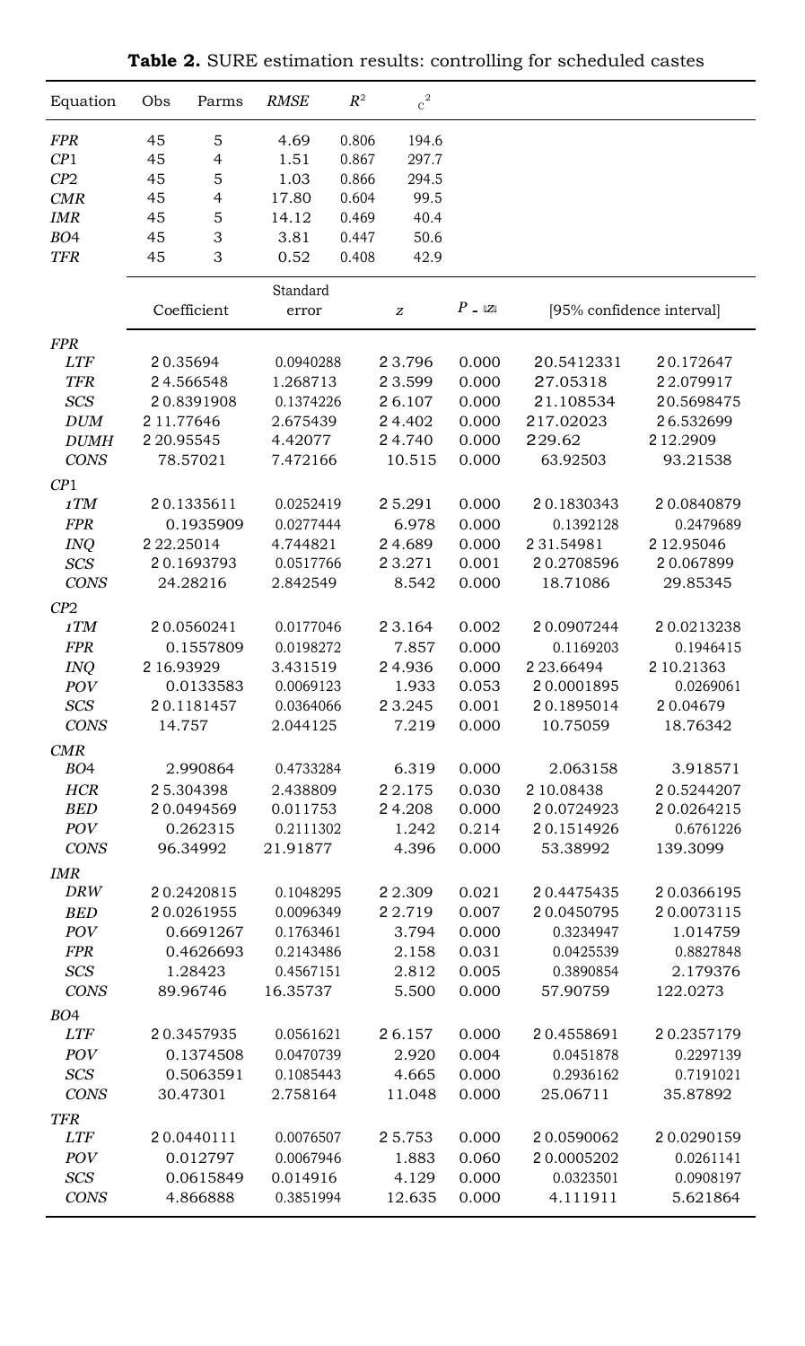**Table 2.** SURE estimation results: controlling for scheduled castes

| Equation | Obs | Parms | *RMSE* | $R^2$ | $c^2$ |
|---|---|---|---|---|---|
| *FPR* | 45 | 5 | 4.69 | 0.806 | 194.6 |
| *CP*1 | 45 | 4 | 1.51 | 0.867 | 297.7 |
| *CP*2 | 45 | 5 | 1.03 | 0.866 | 294.5 |
| *CMR* | 45 | 4 | 17.80 | 0.604 | 99.5 |
| *IMR* | 45 | 5 | 14.12 | 0.469 | 40.4 |
| *BO*4 | 45 | 3 | 3.81 | 0.447 | 50.6 |
| *TFR* | 45 | 3 | 0.52 | 0.408 | 42.9 |

| | Coefficient | Standard error | *z* | *P* - \|*z*\| | [95% confidence interval] | |
|---|---|---|---|---|---|---|
| ***FPR*** | | | | | | |
| *LTF* | 2 0.35694 | 0.0940288 | 2 3.796 | 0.000 | 20.5412331 | 20.172647 |
| *TFR* | 2 4.566548 | 1.268713 | 2 3.599 | 0.000 | 27.05318 | 22.079917 |
| *SCS* | 2 0.8391908 | 0.1374226 | 2 6.107 | 0.000 | 21.108534 | 20.5698475 |
| *DUM* | 2 11.77646 | 2.675439 | 2 4.402 | 0.000 | 217.02023 | 26.532699 |
| *DUMH* | 2 20.95545 | 4.42077 | 2 4.740 | 0.000 | 229.62 | 2 12.2909 |
| *CONS* | 78.57021 | 7.472166 | 10.515 | 0.000 | 63.92503 | 93.21538 |
| ***CP*1** | | | | | | |
| *1TM* | 2 0.1335611 | 0.0252419 | 2 5.291 | 0.000 | 2 0.1830343 | 2 0.0840879 |
| *FPR* | 0.1935909 | 0.0277444 | 6.978 | 0.000 | 0.1392128 | 0.2479689 |
| *INQ* | 2 22.25014 | 4.744821 | 2 4.689 | 0.000 | 2 31.54981 | 2 12.95046 |
| *SCS* | 2 0.1693793 | 0.0517766 | 2 3.271 | 0.001 | 2 0.2708596 | 2 0.067899 |
| *CONS* | 24.28216 | 2.842549 | 8.542 | 0.000 | 18.71086 | 29.85345 |
| ***CP*2** | | | | | | |
| *1TM* | 2 0.0560241 | 0.0177046 | 2 3.164 | 0.002 | 2 0.0907244 | 2 0.0213238 |
| *FPR* | 0.1557809 | 0.0198272 | 7.857 | 0.000 | 0.1169203 | 0.1946415 |
| *INQ* | 2 16.93929 | 3.431519 | 2 4.936 | 0.000 | 2 23.66494 | 2 10.21363 |
| *POV* | 0.0133583 | 0.0069123 | 1.933 | 0.053 | 2 0.0001895 | 0.0269061 |
| *SCS* | 2 0.1181457 | 0.0364066 | 2 3.245 | 0.001 | 2 0.1895014 | 2 0.04679 |
| *CONS* | 14.757 | 2.044125 | 7.219 | 0.000 | 10.75059 | 18.76342 |
| ***CMR*** | | | | | | |
| *BO*4 | 2.990864 | 0.4733284 | 6.319 | 0.000 | 2.063158 | 3.918571 |
| *HCR* | 2 5.304398 | 2.438809 | 2 2.175 | 0.030 | 2 10.08438 | 2 0.5244207 |
| *BED* | 2 0.0494569 | 0.011753 | 2 4.208 | 0.000 | 2 0.0724923 | 2 0.0264215 |
| *POV* | 0.262315 | 0.2111302 | 1.242 | 0.214 | 2 0.1514926 | 0.6761226 |
| *CONS* | 96.34992 | 21.91877 | 4.396 | 0.000 | 53.38992 | 139.3099 |
| ***IMR*** | | | | | | |
| *DRW* | 2 0.2420815 | 0.1048295 | 2 2.309 | 0.021 | 2 0.4475435 | 2 0.0366195 |
| *BED* | 2 0.0261955 | 0.0096349 | 2 2.719 | 0.007 | 2 0.0450795 | 2 0.0073115 |
| *POV* | 0.6691267 | 0.1763461 | 3.794 | 0.000 | 0.3234947 | 1.014759 |
| *FPR* | 0.4626693 | 0.2143486 | 2.158 | 0.031 | 0.0425539 | 0.8827848 |
| *SCS* | 1.28423 | 0.4567151 | 2.812 | 0.005 | 0.3890854 | 2.179376 |
| *CONS* | 89.96746 | 16.35737 | 5.500 | 0.000 | 57.90759 | 122.0273 |
| ***BO*4** | | | | | | |
| *LTF* | 2 0.3457935 | 0.0561621 | 2 6.157 | 0.000 | 2 0.4558691 | 2 0.2357179 |
| *POV* | 0.1374508 | 0.0470739 | 2.920 | 0.004 | 0.0451878 | 0.2297139 |
| *SCS* | 0.5063591 | 0.1085443 | 4.665 | 0.000 | 0.2936162 | 0.7191021 |
| *CONS* | 30.47301 | 2.758164 | 11.048 | 0.000 | 25.06711 | 35.87892 |
| ***TFR*** | | | | | | |
| *LTF* | 2 0.0440111 | 0.0076507 | 2 5.753 | 0.000 | 2 0.0590062 | 2 0.0290159 |
| *POV* | 0.012797 | 0.0067946 | 1.883 | 0.060 | 2 0.0005202 | 0.0261141 |
| *SCS* | 0.0615849 | 0.014916 | 4.129 | 0.000 | 0.0323501 | 0.0908197 |
| *CONS* | 4.866888 | 0.3851994 | 12.635 | 0.000 | 4.111911 | 5.621864 |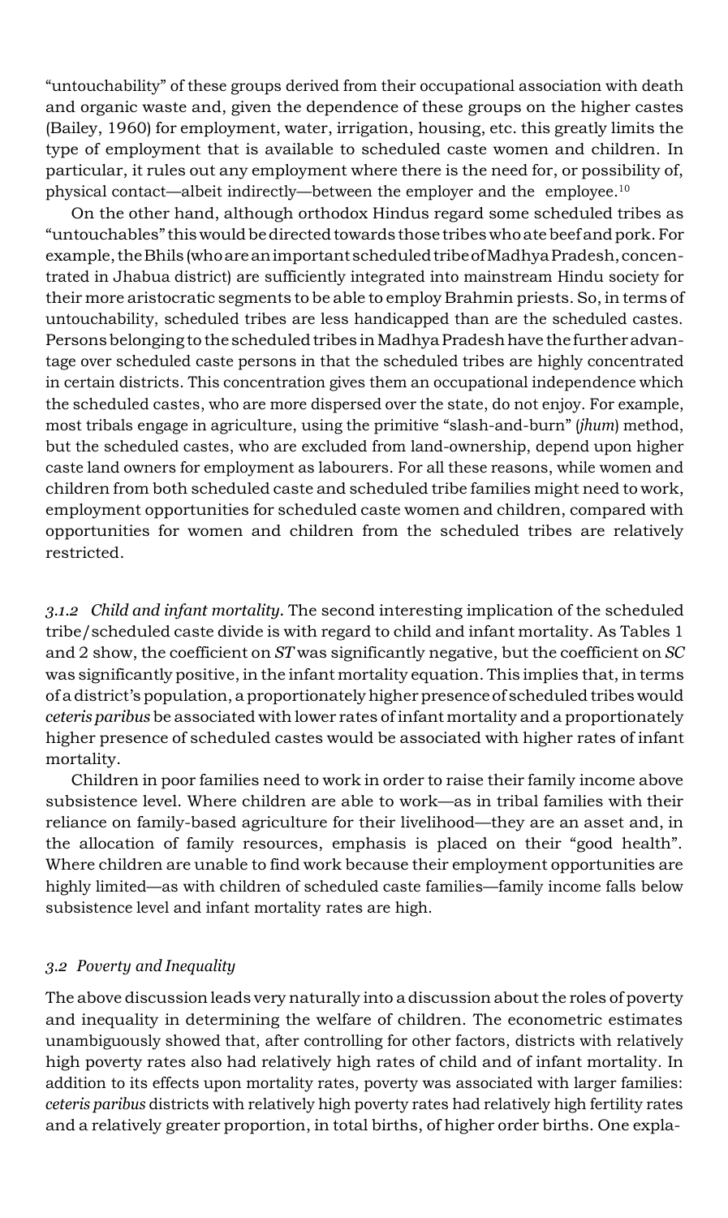"untouchability" of these groups derived from their occupational association with death and organic waste and, given the dependence of these groups on the higher castes (Bailey, 1960) for employment, water, irrigation, housing, etc. this greatly limits the type of employment that is available to scheduled caste women and children. In particular, it rules out any employment where there is the need for, or possibility of, physical contact—albeit indirectly—between the employer and the employee.[10]

On the other hand, although orthodox Hindus regard some scheduled tribes as "untouchables" this would be directed towards those tribes who ate beef and pork. For example, the Bhils (who are an important scheduled tribe of Madhya Pradesh, concentrated in Jhabua district) are sufficiently integrated into mainstream Hindu society for their more aristocratic segments to be able to employ Brahmin priests. So, in terms of untouchability, scheduled tribes are less handicapped than are the scheduled castes. Persons belonging to the scheduled tribes in Madhya Pradesh have the further advantage over scheduled caste persons in that the scheduled tribes are highly concentrated in certain districts. This concentration gives them an occupational independence which the scheduled castes, who are more dispersed over the state, do not enjoy. For example, most tribals engage in agriculture, using the primitive "slash-and-burn" (*jhum*) method, but the scheduled castes, who are excluded from land-ownership, depend upon higher caste land owners for employment as labourers. For all these reasons, while women and children from both scheduled caste and scheduled tribe families might need to work, employment opportunities for scheduled caste women and children, compared with opportunities for women and children from the scheduled tribes are relatively restricted.

*3.1.2 Child and infant mortality.* The second interesting implication of the scheduled tribe/scheduled caste divide is with regard to child and infant mortality. As Tables 1 and 2 show, the coefficient on *ST* was significantly negative, but the coefficient on *SC* was significantly positive, in the infant mortality equation. This implies that, in terms of a district's population, a proportionately higher presence of scheduled tribes would *ceteris paribus* be associated with lower rates of infant mortality and a proportionately higher presence of scheduled castes would be associated with higher rates of infant mortality.

Children in poor families need to work in order to raise their family income above subsistence level. Where children are able to work—as in tribal families with their reliance on family-based agriculture for their livelihood—they are an asset and, in the allocation of family resources, emphasis is placed on their "good health". Where children are unable to find work because their employment opportunities are highly limited—as with children of scheduled caste families—family income falls below subsistence level and infant mortality rates are high.

### *3.2 Poverty and Inequality*

The above discussion leads very naturally into a discussion about the roles of poverty and inequality in determining the welfare of children. The econometric estimates unambiguously showed that, after controlling for other factors, districts with relatively high poverty rates also had relatively high rates of child and of infant mortality. In addition to its effects upon mortality rates, poverty was associated with larger families: *ceteris paribus* districts with relatively high poverty rates had relatively high fertility rates and a relatively greater proportion, in total births, of higher order births. One expla-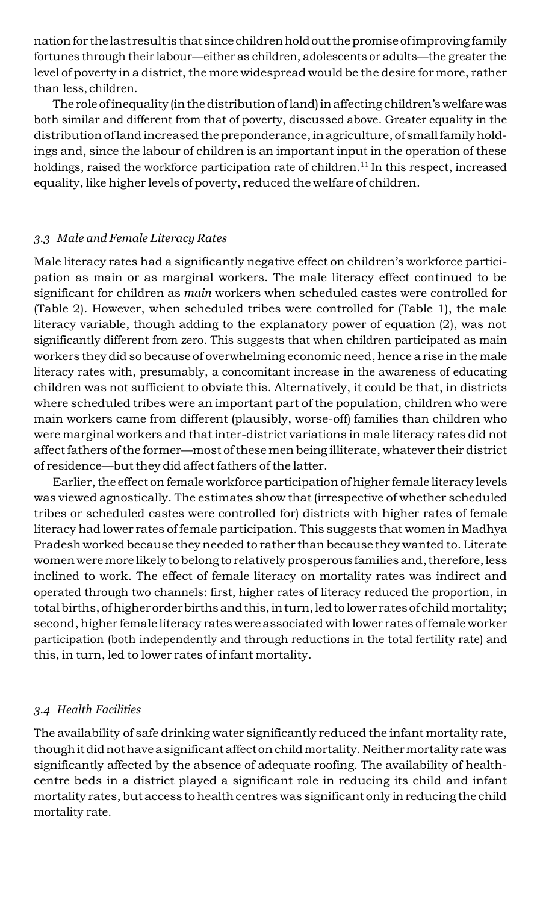nation for the last result is that since children hold out the promise of improving family fortunes through their labour—either as children, adolescents or adults—the greater the level of poverty in a district, the more widespread would be the desire for more, rather than less, children.

The role of inequality (in the distribution of land) in affecting children's welfare was both similar and different from that of poverty, discussed above. Greater equality in the distribution of land increased the preponderance, in agriculture, of small family holdings and, since the labour of children is an important input in the operation of these holdings, raised the workforce participation rate of children.[11] In this respect, increased equality, like higher levels of poverty, reduced the welfare of children.

### *3.3 Male and Female Literacy Rates*

Male literacy rates had a significantly negative effect on children's workforce participation as main or as marginal workers. The male literacy effect continued to be significant for children as *main* workers when scheduled castes were controlled for (Table 2). However, when scheduled tribes were controlled for (Table 1), the male literacy variable, though adding to the explanatory power of equation (2), was not significantly different from zero. This suggests that when children participated as main workers they did so because of overwhelming economic need, hence a rise in the male literacy rates with, presumably, a concomitant increase in the awareness of educating children was not sufficient to obviate this. Alternatively, it could be that, in districts where scheduled tribes were an important part of the population, children who were main workers came from different (plausibly, worse-off) families than children who were marginal workers and that inter-district variations in male literacy rates did not affect fathers of the former—most of these men being illiterate, whatever their district of residence—but they did affect fathers of the latter.

Earlier, the effect on female workforce participation of higher female literacy levels was viewed agnostically. The estimates show that (irrespective of whether scheduled tribes or scheduled castes were controlled for) districts with higher rates of female literacy had lower rates of female participation. This suggests that women in Madhya Pradesh worked because they needed to rather than because they wanted to. Literate women were more likely to belong to relatively prosperous families and, therefore, less inclined to work. The effect of female literacy on mortality rates was indirect and operated through two channels: first, higher rates of literacy reduced the proportion, in total births, of higher order births and this, in turn, led to lower rates of child mortality; second, higher female literacy rates were associated with lower rates of female worker participation (both independently and through reductions in the total fertility rate) and this, in turn, led to lower rates of infant mortality.

### *3.4 Health Facilities*

The availability of safe drinking water significantly reduced the infant mortality rate, though it did not have a significant affect on child mortality. Neither mortality rate was significantly affected by the absence of adequate roofing. The availability of health-centre beds in a district played a significant role in reducing its child and infant mortality rates, but access to health centres was significant only in reducing the child mortality rate.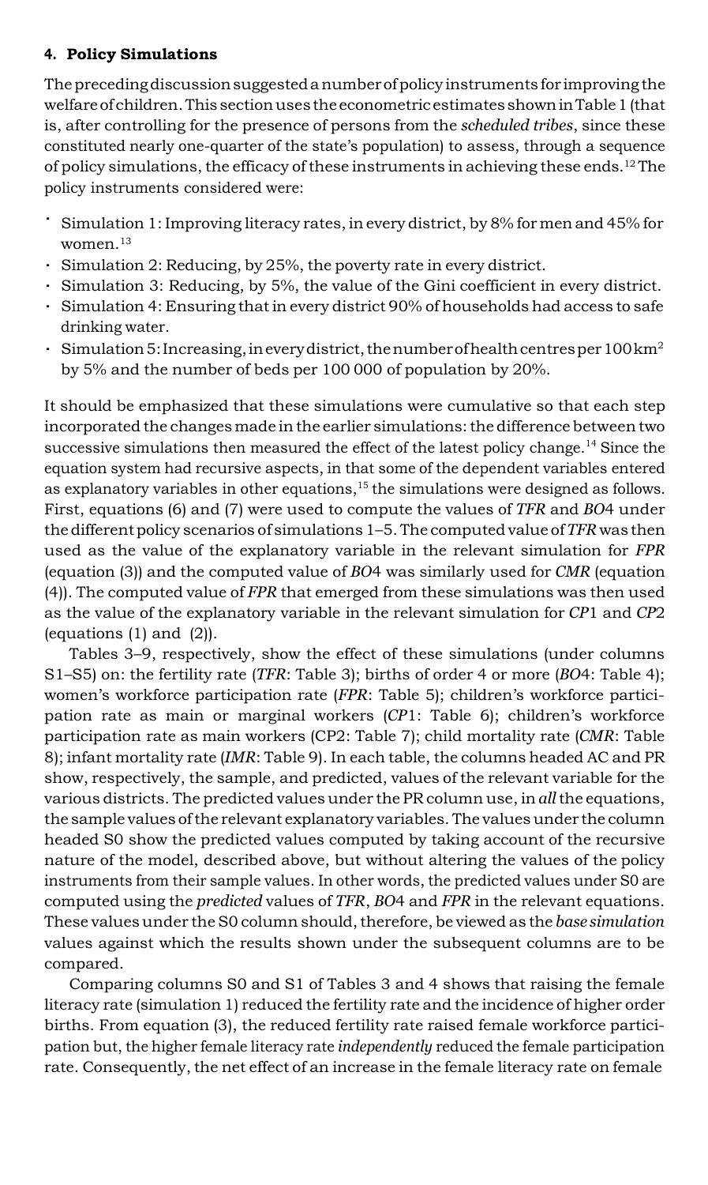#### 4. Policy Simulations

The preceding discussion suggested a number of policy instruments for improving the welfare of children. This section uses the econometric estimates shown in Table 1 (that is, after controlling for the presence of persons from the *scheduled tribes*, since these constituted nearly one-quarter of the state's population) to assess, through a sequence of policy simulations, the efficacy of these instruments in achieving these ends.[12] The policy instruments considered were:

- Simulation 1: Improving literacy rates, in every district, by 8% for men and 45% for women.[13]
- Simulation 2: Reducing, by 25%, the poverty rate in every district.
- Simulation 3: Reducing, by 5%, the value of the Gini coefficient in every district.
- Simulation 4: Ensuring that in every district 90% of households had access to safe drinking water.
- Simulation 5: Increasing, in every district, the number of health centres per 100 km$^2$ by 5% and the number of beds per 100 000 of population by 20%.

It should be emphasized that these simulations were cumulative so that each step incorporated the changes made in the earlier simulations: the difference between two successive simulations then measured the effect of the latest policy change.[14] Since the equation system had recursive aspects, in that some of the dependent variables entered as explanatory variables in other equations,[15] the simulations were designed as follows. First, equations (6) and (7) were used to compute the values of *TFR* and *BO*4 under the different policy scenarios of simulations 1–5. The computed value of *TFR* was then used as the value of the explanatory variable in the relevant simulation for *FPR* (equation (3)) and the computed value of *BO*4 was similarly used for *CMR* (equation (4)). The computed value of *FPR* that emerged from these simulations was then used as the value of the explanatory variable in the relevant simulation for *CP*1 and *CP*2 (equations (1) and (2)).

Tables 3–9, respectively, show the effect of these simulations (under columns S1–S5) on: the fertility rate (*TFR*: Table 3); births of order 4 or more (*BO*4: Table 4); women's workforce participation rate (*FPR*: Table 5); children's workforce participation rate as main or marginal workers (*CP*1: Table 6); children's workforce participation rate as main workers (CP2: Table 7); child mortality rate (*CMR*: Table 8); infant mortality rate (*IMR*: Table 9). In each table, the columns headed AC and PR show, respectively, the sample, and predicted, values of the relevant variable for the various districts. The predicted values under the PR column use, in *all* the equations, the sample values of the relevant explanatory variables. The values under the column headed S0 show the predicted values computed by taking account of the recursive nature of the model, described above, but without altering the values of the policy instruments from their sample values. In other words, the predicted values under S0 are computed using the *predicted* values of *TFR*, *BO*4 and *FPR* in the relevant equations. These values under the S0 column should, therefore, be viewed as the *base simulation* values against which the results shown under the subsequent columns are to be compared.

Comparing columns S0 and S1 of Tables 3 and 4 shows that raising the female literacy rate (simulation 1) reduced the fertility rate and the incidence of higher order births. From equation (3), the reduced fertility rate raised female workforce participation but, the higher female literacy rate *independently* reduced the female participation rate. Consequently, the net effect of an increase in the female literacy rate on female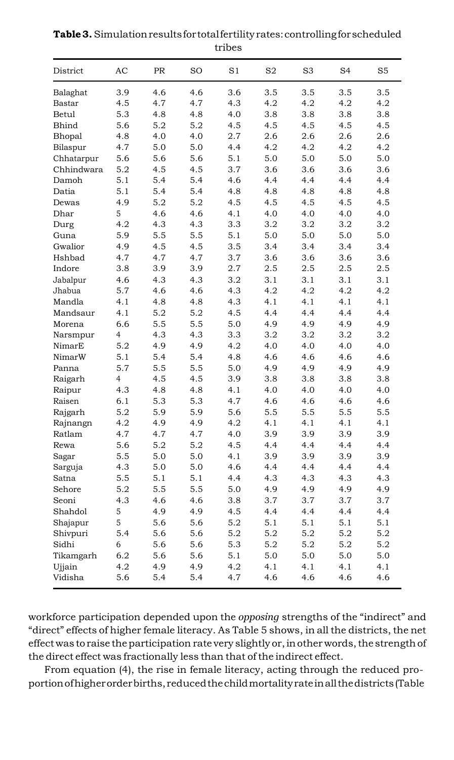**Table 3.** Simulation results for total fertility rates: controlling for scheduled tribes

| District | AC | PR | SO | S1 | S2 | S3 | S4 | S5 |
|---|---|---|---|---|---|---|---|---|
| Balaghat | 3.9 | 4.6 | 4.6 | 3.6 | 3.5 | 3.5 | 3.5 | 3.5 |
| Bastar | 4.5 | 4.7 | 4.7 | 4.3 | 4.2 | 4.2 | 4.2 | 4.2 |
| Betul | 5.3 | 4.8 | 4.8 | 4.0 | 3.8 | 3.8 | 3.8 | 3.8 |
| Bhind | 5.6 | 5.2 | 5.2 | 4.5 | 4.5 | 4.5 | 4.5 | 4.5 |
| Bhopal | 4.8 | 4.0 | 4.0 | 2.7 | 2.6 | 2.6 | 2.6 | 2.6 |
| Bilaspur | 4.7 | 5.0 | 5.0 | 4.4 | 4.2 | 4.2 | 4.2 | 4.2 |
| Chhatarpur | 5.6 | 5.6 | 5.6 | 5.1 | 5.0 | 5.0 | 5.0 | 5.0 |
| Chhindwara | 5.2 | 4.5 | 4.5 | 3.7 | 3.6 | 3.6 | 3.6 | 3.6 |
| Damoh | 5.1 | 5.4 | 5.4 | 4.6 | 4.4 | 4.4 | 4.4 | 4.4 |
| Datia | 5.1 | 5.4 | 5.4 | 4.8 | 4.8 | 4.8 | 4.8 | 4.8 |
| Dewas | 4.9 | 5.2 | 5.2 | 4.5 | 4.5 | 4.5 | 4.5 | 4.5 |
| Dhar | 5 | 4.6 | 4.6 | 4.1 | 4.0 | 4.0 | 4.0 | 4.0 |
| Durg | 4.2 | 4.3 | 4.3 | 3.3 | 3.2 | 3.2 | 3.2 | 3.2 |
| Guna | 5.9 | 5.5 | 5.5 | 5.1 | 5.0 | 5.0 | 5.0 | 5.0 |
| Gwalior | 4.9 | 4.5 | 4.5 | 3.5 | 3.4 | 3.4 | 3.4 | 3.4 |
| Hshbad | 4.7 | 4.7 | 4.7 | 3.7 | 3.6 | 3.6 | 3.6 | 3.6 |
| Indore | 3.8 | 3.9 | 3.9 | 2.7 | 2.5 | 2.5 | 2.5 | 2.5 |
| Jabalpur | 4.6 | 4.3 | 4.3 | 3.2 | 3.1 | 3.1 | 3.1 | 3.1 |
| Jhabua | 5.7 | 4.6 | 4.6 | 4.3 | 4.2 | 4.2 | 4.2 | 4.2 |
| Mandla | 4.1 | 4.8 | 4.8 | 4.3 | 4.1 | 4.1 | 4.1 | 4.1 |
| Mandsaur | 4.1 | 5.2 | 5.2 | 4.5 | 4.4 | 4.4 | 4.4 | 4.4 |
| Morena | 6.6 | 5.5 | 5.5 | 5.0 | 4.9 | 4.9 | 4.9 | 4.9 |
| Narsmpur | 4 | 4.3 | 4.3 | 3.3 | 3.2 | 3.2 | 3.2 | 3.2 |
| NimarE | 5.2 | 4.9 | 4.9 | 4.2 | 4.0 | 4.0 | 4.0 | 4.0 |
| NimarW | 5.1 | 5.4 | 5.4 | 4.8 | 4.6 | 4.6 | 4.6 | 4.6 |
| Panna | 5.7 | 5.5 | 5.5 | 5.0 | 4.9 | 4.9 | 4.9 | 4.9 |
| Raigarh | 4 | 4.5 | 4.5 | 3.9 | 3.8 | 3.8 | 3.8 | 3.8 |
| Raipur | 4.3 | 4.8 | 4.8 | 4.1 | 4.0 | 4.0 | 4.0 | 4.0 |
| Raisen | 6.1 | 5.3 | 5.3 | 4.7 | 4.6 | 4.6 | 4.6 | 4.6 |
| Rajgarh | 5.2 | 5.9 | 5.9 | 5.6 | 5.5 | 5.5 | 5.5 | 5.5 |
| Rajnangn | 4.2 | 4.9 | 4.9 | 4.2 | 4.1 | 4.1 | 4.1 | 4.1 |
| Ratlam | 4.7 | 4.7 | 4.7 | 4.0 | 3.9 | 3.9 | 3.9 | 3.9 |
| Rewa | 5.6 | 5.2 | 5.2 | 4.5 | 4.4 | 4.4 | 4.4 | 4.4 |
| Sagar | 5.5 | 5.0 | 5.0 | 4.1 | 3.9 | 3.9 | 3.9 | 3.9 |
| Sarguja | 4.3 | 5.0 | 5.0 | 4.6 | 4.4 | 4.4 | 4.4 | 4.4 |
| Satna | 5.5 | 5.1 | 5.1 | 4.4 | 4.3 | 4.3 | 4.3 | 4.3 |
| Sehore | 5.2 | 5.5 | 5.5 | 5.0 | 4.9 | 4.9 | 4.9 | 4.9 |
| Seoni | 4.3 | 4.6 | 4.6 | 3.8 | 3.7 | 3.7 | 3.7 | 3.7 |
| Shahdol | 5 | 4.9 | 4.9 | 4.5 | 4.4 | 4.4 | 4.4 | 4.4 |
| Shajapur | 5 | 5.6 | 5.6 | 5.2 | 5.1 | 5.1 | 5.1 | 5.1 |
| Shivpuri | 5.4 | 5.6 | 5.6 | 5.2 | 5.2 | 5.2 | 5.2 | 5.2 |
| Sidhi | 6 | 5.6 | 5.6 | 5.3 | 5.2 | 5.2 | 5.2 | 5.2 |
| Tikamgarh | 6.2 | 5.6 | 5.6 | 5.1 | 5.0 | 5.0 | 5.0 | 5.0 |
| Ujjain | 4.2 | 4.9 | 4.9 | 4.2 | 4.1 | 4.1 | 4.1 | 4.1 |
| Vidisha | 5.6 | 5.4 | 5.4 | 4.7 | 4.6 | 4.6 | 4.6 | 4.6 |

workforce participation depended upon the *opposing* strengths of the "indirect" and "direct" effects of higher female literacy. As Table 5 shows, in all the districts, the net effect was to raise the participation rate very slightly or, in other words, the strength of the direct effect was fractionally less than that of the indirect effect.

From equation (4), the rise in female literacy, acting through the reduced proportion of higher order births, reduced the child mortality rate in all the districts (Table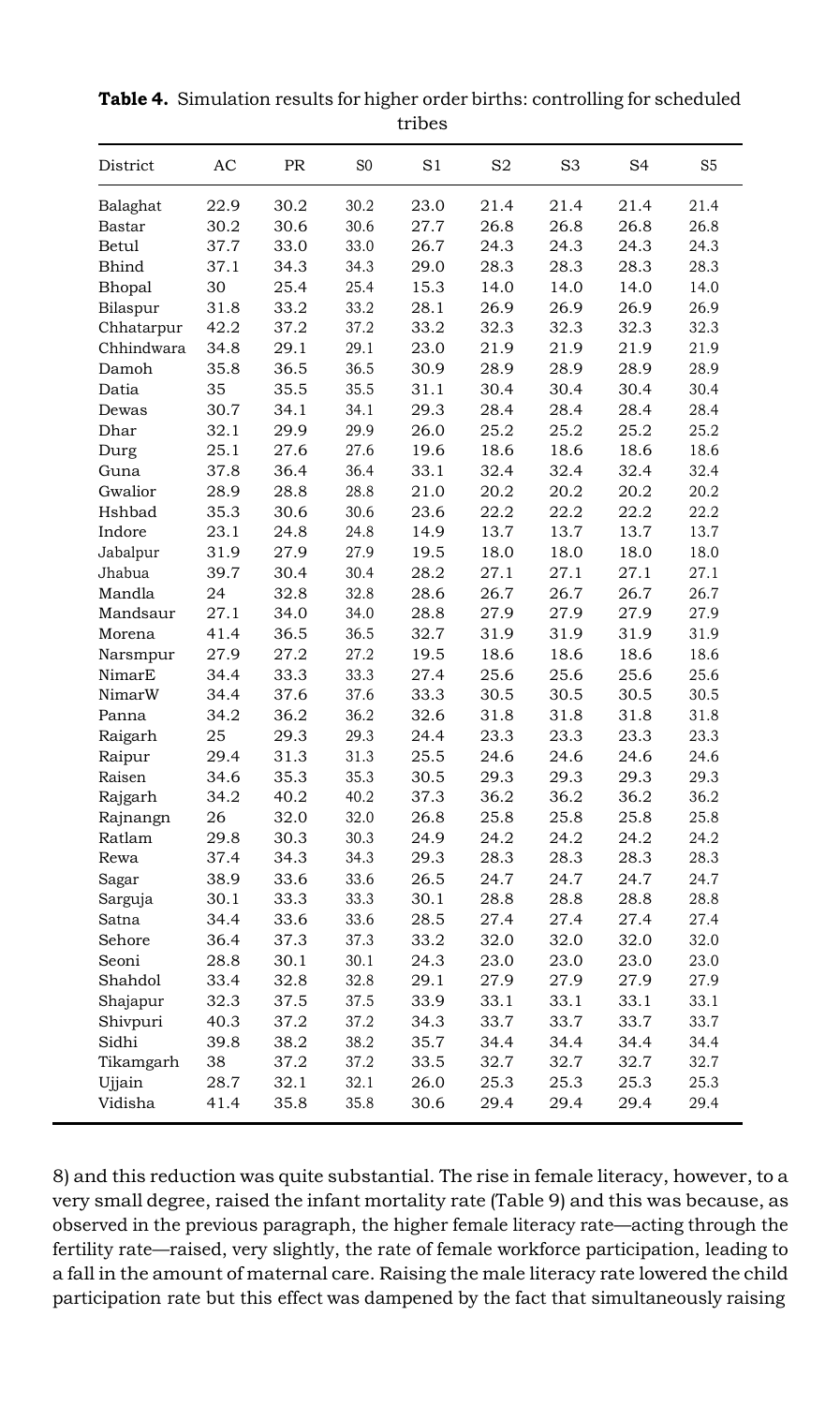**Table 4.** Simulation results for higher order births: controlling for scheduled tribes

| District | AC | PR | S0 | S1 | S2 | S3 | S4 | S5 |
|---|---|---|---|---|---|---|---|---|
| Balaghat | 22.9 | 30.2 | 30.2 | 23.0 | 21.4 | 21.4 | 21.4 | 21.4 |
| Bastar | 30.2 | 30.6 | 30.6 | 27.7 | 26.8 | 26.8 | 26.8 | 26.8 |
| Betul | 37.7 | 33.0 | 33.0 | 26.7 | 24.3 | 24.3 | 24.3 | 24.3 |
| Bhind | 37.1 | 34.3 | 34.3 | 29.0 | 28.3 | 28.3 | 28.3 | 28.3 |
| Bhopal | 30 | 25.4 | 25.4 | 15.3 | 14.0 | 14.0 | 14.0 | 14.0 |
| Bilaspur | 31.8 | 33.2 | 33.2 | 28.1 | 26.9 | 26.9 | 26.9 | 26.9 |
| Chhatarpur | 42.2 | 37.2 | 37.2 | 33.2 | 32.3 | 32.3 | 32.3 | 32.3 |
| Chhindwara | 34.8 | 29.1 | 29.1 | 23.0 | 21.9 | 21.9 | 21.9 | 21.9 |
| Damoh | 35.8 | 36.5 | 36.5 | 30.9 | 28.9 | 28.9 | 28.9 | 28.9 |
| Datia | 35 | 35.5 | 35.5 | 31.1 | 30.4 | 30.4 | 30.4 | 30.4 |
| Dewas | 30.7 | 34.1 | 34.1 | 29.3 | 28.4 | 28.4 | 28.4 | 28.4 |
| Dhar | 32.1 | 29.9 | 29.9 | 26.0 | 25.2 | 25.2 | 25.2 | 25.2 |
| Durg | 25.1 | 27.6 | 27.6 | 19.6 | 18.6 | 18.6 | 18.6 | 18.6 |
| Guna | 37.8 | 36.4 | 36.4 | 33.1 | 32.4 | 32.4 | 32.4 | 32.4 |
| Gwalior | 28.9 | 28.8 | 28.8 | 21.0 | 20.2 | 20.2 | 20.2 | 20.2 |
| Hshbad | 35.3 | 30.6 | 30.6 | 23.6 | 22.2 | 22.2 | 22.2 | 22.2 |
| Indore | 23.1 | 24.8 | 24.8 | 14.9 | 13.7 | 13.7 | 13.7 | 13.7 |
| Jabalpur | 31.9 | 27.9 | 27.9 | 19.5 | 18.0 | 18.0 | 18.0 | 18.0 |
| Jhabua | 39.7 | 30.4 | 30.4 | 28.2 | 27.1 | 27.1 | 27.1 | 27.1 |
| Mandla | 24 | 32.8 | 32.8 | 28.6 | 26.7 | 26.7 | 26.7 | 26.7 |
| Mandsaur | 27.1 | 34.0 | 34.0 | 28.8 | 27.9 | 27.9 | 27.9 | 27.9 |
| Morena | 41.4 | 36.5 | 36.5 | 32.7 | 31.9 | 31.9 | 31.9 | 31.9 |
| Narsmpur | 27.9 | 27.2 | 27.2 | 19.5 | 18.6 | 18.6 | 18.6 | 18.6 |
| NimarE | 34.4 | 33.3 | 33.3 | 27.4 | 25.6 | 25.6 | 25.6 | 25.6 |
| NimarW | 34.4 | 37.6 | 37.6 | 33.3 | 30.5 | 30.5 | 30.5 | 30.5 |
| Panna | 34.2 | 36.2 | 36.2 | 32.6 | 31.8 | 31.8 | 31.8 | 31.8 |
| Raigarh | 25 | 29.3 | 29.3 | 24.4 | 23.3 | 23.3 | 23.3 | 23.3 |
| Raipur | 29.4 | 31.3 | 31.3 | 25.5 | 24.6 | 24.6 | 24.6 | 24.6 |
| Raisen | 34.6 | 35.3 | 35.3 | 30.5 | 29.3 | 29.3 | 29.3 | 29.3 |
| Rajgarh | 34.2 | 40.2 | 40.2 | 37.3 | 36.2 | 36.2 | 36.2 | 36.2 |
| Rajnangn | 26 | 32.0 | 32.0 | 26.8 | 25.8 | 25.8 | 25.8 | 25.8 |
| Ratlam | 29.8 | 30.3 | 30.3 | 24.9 | 24.2 | 24.2 | 24.2 | 24.2 |
| Rewa | 37.4 | 34.3 | 34.3 | 29.3 | 28.3 | 28.3 | 28.3 | 28.3 |
| Sagar | 38.9 | 33.6 | 33.6 | 26.5 | 24.7 | 24.7 | 24.7 | 24.7 |
| Sarguja | 30.1 | 33.3 | 33.3 | 30.1 | 28.8 | 28.8 | 28.8 | 28.8 |
| Satna | 34.4 | 33.6 | 33.6 | 28.5 | 27.4 | 27.4 | 27.4 | 27.4 |
| Sehore | 36.4 | 37.3 | 37.3 | 33.2 | 32.0 | 32.0 | 32.0 | 32.0 |
| Seoni | 28.8 | 30.1 | 30.1 | 24.3 | 23.0 | 23.0 | 23.0 | 23.0 |
| Shahdol | 33.4 | 32.8 | 32.8 | 29.1 | 27.9 | 27.9 | 27.9 | 27.9 |
| Shajapur | 32.3 | 37.5 | 37.5 | 33.9 | 33.1 | 33.1 | 33.1 | 33.1 |
| Shivpuri | 40.3 | 37.2 | 37.2 | 34.3 | 33.7 | 33.7 | 33.7 | 33.7 |
| Sidhi | 39.8 | 38.2 | 38.2 | 35.7 | 34.4 | 34.4 | 34.4 | 34.4 |
| Tikamgarh | 38 | 37.2 | 37.2 | 33.5 | 32.7 | 32.7 | 32.7 | 32.7 |
| Ujjain | 28.7 | 32.1 | 32.1 | 26.0 | 25.3 | 25.3 | 25.3 | 25.3 |
| Vidisha | 41.4 | 35.8 | 35.8 | 30.6 | 29.4 | 29.4 | 29.4 | 29.4 |

8) and this reduction was quite substantial. The rise in female literacy, however, to a very small degree, raised the infant mortality rate (Table 9) and this was because, as observed in the previous paragraph, the higher female literacy rate—acting through the fertility rate—raised, very slightly, the rate of female workforce participation, leading to a fall in the amount of maternal care. Raising the male literacy rate lowered the child participation rate but this effect was dampened by the fact that simultaneously raising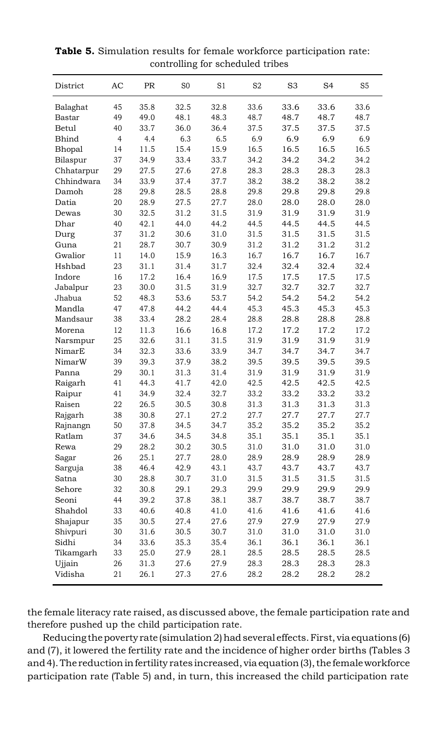**Table 5.** Simulation results for female workforce participation rate: controlling for scheduled tribes

| District | AC | PR | S0 | S1 | S2 | S3 | S4 | S5 |
|---|---|---|---|---|---|---|---|---|
| Balaghat | 45 | 35.8 | 32.5 | 32.8 | 33.6 | 33.6 | 33.6 | 33.6 |
| Bastar | 49 | 49.0 | 48.1 | 48.3 | 48.7 | 48.7 | 48.7 | 48.7 |
| Betul | 40 | 33.7 | 36.0 | 36.4 | 37.5 | 37.5 | 37.5 | 37.5 |
| Bhind | 4 | 4.4 | 6.3 | 6.5 | 6.9 | 6.9 | 6.9 | 6.9 |
| Bhopal | 14 | 11.5 | 15.4 | 15.9 | 16.5 | 16.5 | 16.5 | 16.5 |
| Bilaspur | 37 | 34.9 | 33.4 | 33.7 | 34.2 | 34.2 | 34.2 | 34.2 |
| Chhatarpur | 29 | 27.5 | 27.6 | 27.8 | 28.3 | 28.3 | 28.3 | 28.3 |
| Chhindwara | 34 | 33.9 | 37.4 | 37.7 | 38.2 | 38.2 | 38.2 | 38.2 |
| Damoh | 28 | 29.8 | 28.5 | 28.8 | 29.8 | 29.8 | 29.8 | 29.8 |
| Datia | 20 | 28.9 | 27.5 | 27.7 | 28.0 | 28.0 | 28.0 | 28.0 |
| Dewas | 30 | 32.5 | 31.2 | 31.5 | 31.9 | 31.9 | 31.9 | 31.9 |
| Dhar | 40 | 42.1 | 44.0 | 44.2 | 44.5 | 44.5 | 44.5 | 44.5 |
| Durg | 37 | 31.2 | 30.6 | 31.0 | 31.5 | 31.5 | 31.5 | 31.5 |
| Guna | 21 | 28.7 | 30.7 | 30.9 | 31.2 | 31.2 | 31.2 | 31.2 |
| Gwalior | 11 | 14.0 | 15.9 | 16.3 | 16.7 | 16.7 | 16.7 | 16.7 |
| Hshbad | 23 | 31.1 | 31.4 | 31.7 | 32.4 | 32.4 | 32.4 | 32.4 |
| Indore | 16 | 17.2 | 16.4 | 16.9 | 17.5 | 17.5 | 17.5 | 17.5 |
| Jabalpur | 23 | 30.0 | 31.5 | 31.9 | 32.7 | 32.7 | 32.7 | 32.7 |
| Jhabua | 52 | 48.3 | 53.6 | 53.7 | 54.2 | 54.2 | 54.2 | 54.2 |
| Mandla | 47 | 47.8 | 44.2 | 44.4 | 45.3 | 45.3 | 45.3 | 45.3 |
| Mandsaur | 38 | 33.4 | 28.2 | 28.4 | 28.8 | 28.8 | 28.8 | 28.8 |
| Morena | 12 | 11.3 | 16.6 | 16.8 | 17.2 | 17.2 | 17.2 | 17.2 |
| Narsmpur | 25 | 32.6 | 31.1 | 31.5 | 31.9 | 31.9 | 31.9 | 31.9 |
| NimarE | 34 | 32.3 | 33.6 | 33.9 | 34.7 | 34.7 | 34.7 | 34.7 |
| NimarW | 39 | 39.3 | 37.9 | 38.2 | 39.5 | 39.5 | 39.5 | 39.5 |
| Panna | 29 | 30.1 | 31.3 | 31.4 | 31.9 | 31.9 | 31.9 | 31.9 |
| Raigarh | 41 | 44.3 | 41.7 | 42.0 | 42.5 | 42.5 | 42.5 | 42.5 |
| Raipur | 41 | 34.9 | 32.4 | 32.7 | 33.2 | 33.2 | 33.2 | 33.2 |
| Raisen | 22 | 26.5 | 30.5 | 30.8 | 31.3 | 31.3 | 31.3 | 31.3 |
| Rajgarh | 38 | 30.8 | 27.1 | 27.2 | 27.7 | 27.7 | 27.7 | 27.7 |
| Rajnangn | 50 | 37.8 | 34.5 | 34.7 | 35.2 | 35.2 | 35.2 | 35.2 |
| Ratlam | 37 | 34.6 | 34.5 | 34.8 | 35.1 | 35.1 | 35.1 | 35.1 |
| Rewa | 29 | 28.2 | 30.2 | 30.5 | 31.0 | 31.0 | 31.0 | 31.0 |
| Sagar | 26 | 25.1 | 27.7 | 28.0 | 28.9 | 28.9 | 28.9 | 28.9 |
| Sarguja | 38 | 46.4 | 42.9 | 43.1 | 43.7 | 43.7 | 43.7 | 43.7 |
| Satna | 30 | 28.8 | 30.7 | 31.0 | 31.5 | 31.5 | 31.5 | 31.5 |
| Sehore | 32 | 30.8 | 29.1 | 29.3 | 29.9 | 29.9 | 29.9 | 29.9 |
| Seoni | 44 | 39.2 | 37.8 | 38.1 | 38.7 | 38.7 | 38.7 | 38.7 |
| Shahdol | 33 | 40.6 | 40.8 | 41.0 | 41.6 | 41.6 | 41.6 | 41.6 |
| Shajapur | 35 | 30.5 | 27.4 | 27.6 | 27.9 | 27.9 | 27.9 | 27.9 |
| Shivpuri | 30 | 31.6 | 30.5 | 30.7 | 31.0 | 31.0 | 31.0 | 31.0 |
| Sidhi | 34 | 33.6 | 35.3 | 35.4 | 36.1 | 36.1 | 36.1 | 36.1 |
| Tikamgarh | 33 | 25.0 | 27.9 | 28.1 | 28.5 | 28.5 | 28.5 | 28.5 |
| Ujjain | 26 | 31.3 | 27.6 | 27.9 | 28.3 | 28.3 | 28.3 | 28.3 |
| Vidisha | 21 | 26.1 | 27.3 | 27.6 | 28.2 | 28.2 | 28.2 | 28.2 |

the female literacy rate raised, as discussed above, the female participation rate and therefore pushed up the child participation rate.

Reducing the poverty rate (simulation 2) had several effects. First, via equations (6) and (7), it lowered the fertility rate and the incidence of higher order births (Tables 3 and 4). The reduction in fertility rates increased, via equation (3), the female workforce participation rate (Table 5) and, in turn, this increased the child participation rate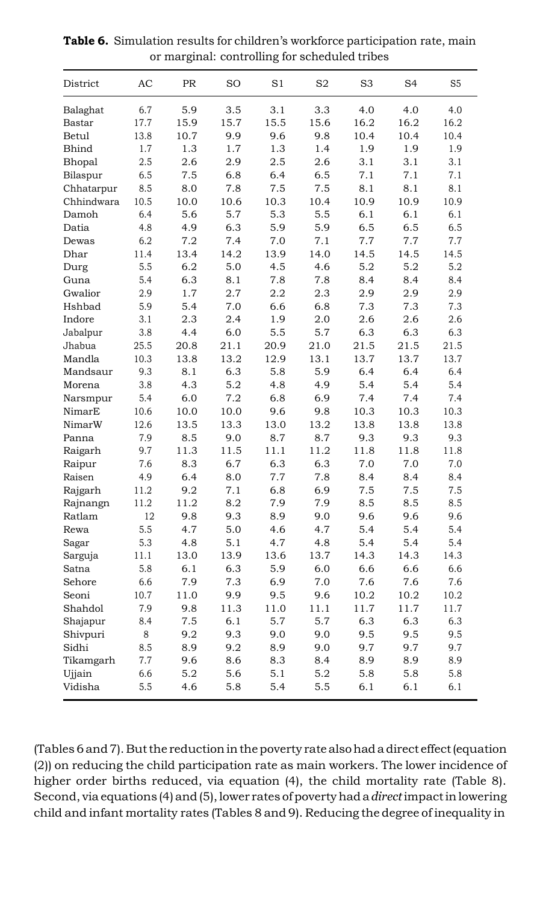**Table 6.** Simulation results for children's workforce participation rate, main or marginal: controlling for scheduled tribes

| District | AC | PR | SO | S1 | S2 | S3 | S4 | S5 |
|---|---|---|---|---|---|---|---|---|
| Balaghat | 6.7 | 5.9 | 3.5 | 3.1 | 3.3 | 4.0 | 4.0 | 4.0 |
| Bastar | 17.7 | 15.9 | 15.7 | 15.5 | 15.6 | 16.2 | 16.2 | 16.2 |
| Betul | 13.8 | 10.7 | 9.9 | 9.6 | 9.8 | 10.4 | 10.4 | 10.4 |
| Bhind | 1.7 | 1.3 | 1.7 | 1.3 | 1.4 | 1.9 | 1.9 | 1.9 |
| Bhopal | 2.5 | 2.6 | 2.9 | 2.5 | 2.6 | 3.1 | 3.1 | 3.1 |
| Bilaspur | 6.5 | 7.5 | 6.8 | 6.4 | 6.5 | 7.1 | 7.1 | 7.1 |
| Chhatarpur | 8.5 | 8.0 | 7.8 | 7.5 | 7.5 | 8.1 | 8.1 | 8.1 |
| Chhindwara | 10.5 | 10.0 | 10.6 | 10.3 | 10.4 | 10.9 | 10.9 | 10.9 |
| Damoh | 6.4 | 5.6 | 5.7 | 5.3 | 5.5 | 6.1 | 6.1 | 6.1 |
| Datia | 4.8 | 4.9 | 6.3 | 5.9 | 5.9 | 6.5 | 6.5 | 6.5 |
| Dewas | 6.2 | 7.2 | 7.4 | 7.0 | 7.1 | 7.7 | 7.7 | 7.7 |
| Dhar | 11.4 | 13.4 | 14.2 | 13.9 | 14.0 | 14.5 | 14.5 | 14.5 |
| Durg | 5.5 | 6.2 | 5.0 | 4.5 | 4.6 | 5.2 | 5.2 | 5.2 |
| Guna | 5.4 | 6.3 | 8.1 | 7.8 | 7.8 | 8.4 | 8.4 | 8.4 |
| Gwalior | 2.9 | 1.7 | 2.7 | 2.2 | 2.3 | 2.9 | 2.9 | 2.9 |
| Hshbad | 5.9 | 5.4 | 7.0 | 6.6 | 6.8 | 7.3 | 7.3 | 7.3 |
| Indore | 3.1 | 2.3 | 2.4 | 1.9 | 2.0 | 2.6 | 2.6 | 2.6 |
| Jabalpur | 3.8 | 4.4 | 6.0 | 5.5 | 5.7 | 6.3 | 6.3 | 6.3 |
| Jhabua | 25.5 | 20.8 | 21.1 | 20.9 | 21.0 | 21.5 | 21.5 | 21.5 |
| Mandla | 10.3 | 13.8 | 13.2 | 12.9 | 13.1 | 13.7 | 13.7 | 13.7 |
| Mandsaur | 9.3 | 8.1 | 6.3 | 5.8 | 5.9 | 6.4 | 6.4 | 6.4 |
| Morena | 3.8 | 4.3 | 5.2 | 4.8 | 4.9 | 5.4 | 5.4 | 5.4 |
| Narsmpur | 5.4 | 6.0 | 7.2 | 6.8 | 6.9 | 7.4 | 7.4 | 7.4 |
| NimarE | 10.6 | 10.0 | 10.0 | 9.6 | 9.8 | 10.3 | 10.3 | 10.3 |
| NimarW | 12.6 | 13.5 | 13.3 | 13.0 | 13.2 | 13.8 | 13.8 | 13.8 |
| Panna | 7.9 | 8.5 | 9.0 | 8.7 | 8.7 | 9.3 | 9.3 | 9.3 |
| Raigarh | 9.7 | 11.3 | 11.5 | 11.1 | 11.2 | 11.8 | 11.8 | 11.8 |
| Raipur | 7.6 | 8.3 | 6.7 | 6.3 | 6.3 | 7.0 | 7.0 | 7.0 |
| Raisen | 4.9 | 6.4 | 8.0 | 7.7 | 7.8 | 8.4 | 8.4 | 8.4 |
| Rajgarh | 11.2 | 9.2 | 7.1 | 6.8 | 6.9 | 7.5 | 7.5 | 7.5 |
| Rajnangn | 11.2 | 11.2 | 8.2 | 7.9 | 7.9 | 8.5 | 8.5 | 8.5 |
| Ratlam | 12 | 9.8 | 9.3 | 8.9 | 9.0 | 9.6 | 9.6 | 9.6 |
| Rewa | 5.5 | 4.7 | 5.0 | 4.6 | 4.7 | 5.4 | 5.4 | 5.4 |
| Sagar | 5.3 | 4.8 | 5.1 | 4.7 | 4.8 | 5.4 | 5.4 | 5.4 |
| Sarguja | 11.1 | 13.0 | 13.9 | 13.6 | 13.7 | 14.3 | 14.3 | 14.3 |
| Satna | 5.8 | 6.1 | 6.3 | 5.9 | 6.0 | 6.6 | 6.6 | 6.6 |
| Sehore | 6.6 | 7.9 | 7.3 | 6.9 | 7.0 | 7.6 | 7.6 | 7.6 |
| Seoni | 10.7 | 11.0 | 9.9 | 9.5 | 9.6 | 10.2 | 10.2 | 10.2 |
| Shahdol | 7.9 | 9.8 | 11.3 | 11.0 | 11.1 | 11.7 | 11.7 | 11.7 |
| Shajapur | 8.4 | 7.5 | 6.1 | 5.7 | 5.7 | 6.3 | 6.3 | 6.3 |
| Shivpuri | 8 | 9.2 | 9.3 | 9.0 | 9.0 | 9.5 | 9.5 | 9.5 |
| Sidhi | 8.5 | 8.9 | 9.2 | 8.9 | 9.0 | 9.7 | 9.7 | 9.7 |
| Tikamgarh | 7.7 | 9.6 | 8.6 | 8.3 | 8.4 | 8.9 | 8.9 | 8.9 |
| Ujjain | 6.6 | 5.2 | 5.6 | 5.1 | 5.2 | 5.8 | 5.8 | 5.8 |
| Vidisha | 5.5 | 4.6 | 5.8 | 5.4 | 5.5 | 6.1 | 6.1 | 6.1 |

(Tables 6 and 7). But the reduction in the poverty rate also had a direct effect (equation (2)) on reducing the child participation rate as main workers. The lower incidence of higher order births reduced, via equation (4), the child mortality rate (Table 8). Second, via equations (4) and (5), lower rates of poverty had a *direct* impact in lowering child and infant mortality rates (Tables 8 and 9). Reducing the degree of inequality in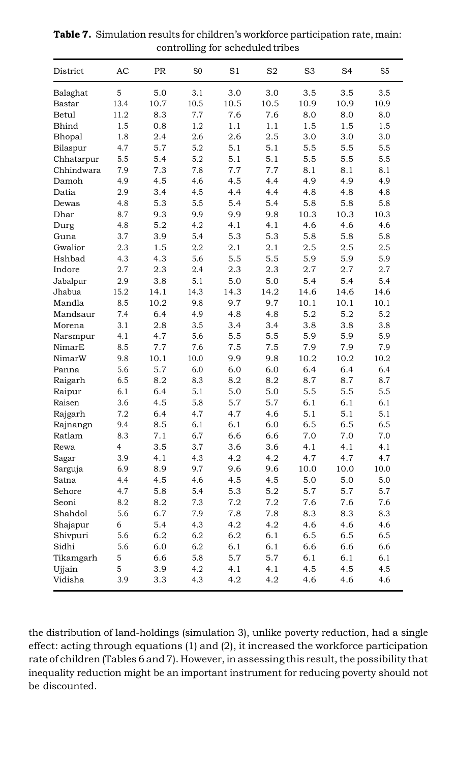**Table 7.** Simulation results for children's workforce participation rate, main: controlling for scheduled tribes

| District | AC | PR | S0 | S1 | S2 | S3 | S4 | S5 |
|---|---|---|---|---|---|---|---|---|
| Balaghat | 5 | 5.0 | 3.1 | 3.0 | 3.0 | 3.5 | 3.5 | 3.5 |
| Bastar | 13.4 | 10.7 | 10.5 | 10.5 | 10.5 | 10.9 | 10.9 | 10.9 |
| Betul | 11.2 | 8.3 | 7.7 | 7.6 | 7.6 | 8.0 | 8.0 | 8.0 |
| Bhind | 1.5 | 0.8 | 1.2 | 1.1 | 1.1 | 1.5 | 1.5 | 1.5 |
| Bhopal | 1.8 | 2.4 | 2.6 | 2.6 | 2.5 | 3.0 | 3.0 | 3.0 |
| Bilaspur | 4.7 | 5.7 | 5.2 | 5.1 | 5.1 | 5.5 | 5.5 | 5.5 |
| Chhatarpur | 5.5 | 5.4 | 5.2 | 5.1 | 5.1 | 5.5 | 5.5 | 5.5 |
| Chhindwara | 7.9 | 7.3 | 7.8 | 7.7 | 7.7 | 8.1 | 8.1 | 8.1 |
| Damoh | 4.9 | 4.5 | 4.6 | 4.5 | 4.4 | 4.9 | 4.9 | 4.9 |
| Datia | 2.9 | 3.4 | 4.5 | 4.4 | 4.4 | 4.8 | 4.8 | 4.8 |
| Dewas | 4.8 | 5.3 | 5.5 | 5.4 | 5.4 | 5.8 | 5.8 | 5.8 |
| Dhar | 8.7 | 9.3 | 9.9 | 9.9 | 9.8 | 10.3 | 10.3 | 10.3 |
| Durg | 4.8 | 5.2 | 4.2 | 4.1 | 4.1 | 4.6 | 4.6 | 4.6 |
| Guna | 3.7 | 3.9 | 5.4 | 5.3 | 5.3 | 5.8 | 5.8 | 5.8 |
| Gwalior | 2.3 | 1.5 | 2.2 | 2.1 | 2.1 | 2.5 | 2.5 | 2.5 |
| Hshbad | 4.3 | 4.3 | 5.6 | 5.5 | 5.5 | 5.9 | 5.9 | 5.9 |
| Indore | 2.7 | 2.3 | 2.4 | 2.3 | 2.3 | 2.7 | 2.7 | 2.7 |
| Jabalpur | 2.9 | 3.8 | 5.1 | 5.0 | 5.0 | 5.4 | 5.4 | 5.4 |
| Jhabua | 15.2 | 14.1 | 14.3 | 14.3 | 14.2 | 14.6 | 14.6 | 14.6 |
| Mandla | 8.5 | 10.2 | 9.8 | 9.7 | 9.7 | 10.1 | 10.1 | 10.1 |
| Mandsaur | 7.4 | 6.4 | 4.9 | 4.8 | 4.8 | 5.2 | 5.2 | 5.2 |
| Morena | 3.1 | 2.8 | 3.5 | 3.4 | 3.4 | 3.8 | 3.8 | 3.8 |
| Narsmpur | 4.1 | 4.7 | 5.6 | 5.5 | 5.5 | 5.9 | 5.9 | 5.9 |
| NimarE | 8.5 | 7.7 | 7.6 | 7.5 | 7.5 | 7.9 | 7.9 | 7.9 |
| NimarW | 9.8 | 10.1 | 10.0 | 9.9 | 9.8 | 10.2 | 10.2 | 10.2 |
| Panna | 5.6 | 5.7 | 6.0 | 6.0 | 6.0 | 6.4 | 6.4 | 6.4 |
| Raigarh | 6.5 | 8.2 | 8.3 | 8.2 | 8.2 | 8.7 | 8.7 | 8.7 |
| Raipur | 6.1 | 6.4 | 5.1 | 5.0 | 5.0 | 5.5 | 5.5 | 5.5 |
| Raisen | 3.6 | 4.5 | 5.8 | 5.7 | 5.7 | 6.1 | 6.1 | 6.1 |
| Rajgarh | 7.2 | 6.4 | 4.7 | 4.7 | 4.6 | 5.1 | 5.1 | 5.1 |
| Rajnangn | 9.4 | 8.5 | 6.1 | 6.1 | 6.0 | 6.5 | 6.5 | 6.5 |
| Ratlam | 8.3 | 7.1 | 6.7 | 6.6 | 6.6 | 7.0 | 7.0 | 7.0 |
| Rewa | 4 | 3.5 | 3.7 | 3.6 | 3.6 | 4.1 | 4.1 | 4.1 |
| Sagar | 3.9 | 4.1 | 4.3 | 4.2 | 4.2 | 4.7 | 4.7 | 4.7 |
| Sarguja | 6.9 | 8.9 | 9.7 | 9.6 | 9.6 | 10.0 | 10.0 | 10.0 |
| Satna | 4.4 | 4.5 | 4.6 | 4.5 | 4.5 | 5.0 | 5.0 | 5.0 |
| Sehore | 4.7 | 5.8 | 5.4 | 5.3 | 5.2 | 5.7 | 5.7 | 5.7 |
| Seoni | 8.2 | 8.2 | 7.3 | 7.2 | 7.2 | 7.6 | 7.6 | 7.6 |
| Shahdol | 5.6 | 6.7 | 7.9 | 7.8 | 7.8 | 8.3 | 8.3 | 8.3 |
| Shajapur | 6 | 5.4 | 4.3 | 4.2 | 4.2 | 4.6 | 4.6 | 4.6 |
| Shivpuri | 5.6 | 6.2 | 6.2 | 6.2 | 6.1 | 6.5 | 6.5 | 6.5 |
| Sidhi | 5.6 | 6.0 | 6.2 | 6.1 | 6.1 | 6.6 | 6.6 | 6.6 |
| Tikamgarh | 5 | 6.6 | 5.8 | 5.7 | 5.7 | 6.1 | 6.1 | 6.1 |
| Ujjain | 5 | 3.9 | 4.2 | 4.1 | 4.1 | 4.5 | 4.5 | 4.5 |
| Vidisha | 3.9 | 3.3 | 4.3 | 4.2 | 4.2 | 4.6 | 4.6 | 4.6 |

the distribution of land-holdings (simulation 3), unlike poverty reduction, had a single effect: acting through equations (1) and (2), it increased the workforce participation rate of children (Tables 6 and 7). However, in assessing this result, the possibility that inequality reduction might be an important instrument for reducing poverty should not be discounted.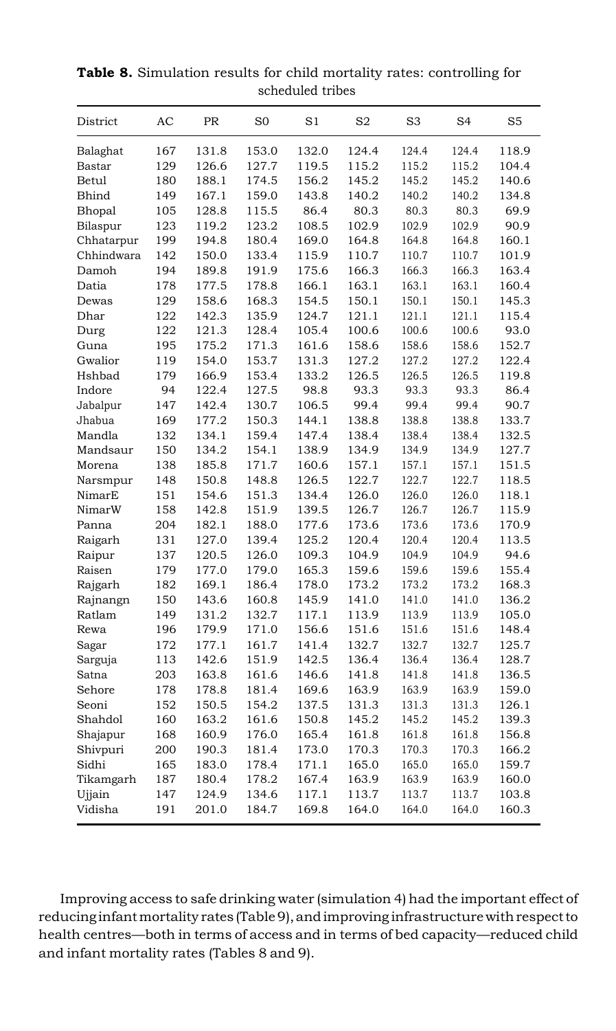**Table 8.** Simulation results for child mortality rates: controlling for scheduled tribes

| District | AC | PR | S0 | S1 | S2 | S3 | S4 | S5 |
|---|---|---|---|---|---|---|---|---|
| Balaghat | 167 | 131.8 | 153.0 | 132.0 | 124.4 | 124.4 | 124.4 | 118.9 |
| Bastar | 129 | 126.6 | 127.7 | 119.5 | 115.2 | 115.2 | 115.2 | 104.4 |
| Betul | 180 | 188.1 | 174.5 | 156.2 | 145.2 | 145.2 | 145.2 | 140.6 |
| Bhind | 149 | 167.1 | 159.0 | 143.8 | 140.2 | 140.2 | 140.2 | 134.8 |
| Bhopal | 105 | 128.8 | 115.5 | 86.4 | 80.3 | 80.3 | 80.3 | 69.9 |
| Bilaspur | 123 | 119.2 | 123.2 | 108.5 | 102.9 | 102.9 | 102.9 | 90.9 |
| Chhatarpur | 199 | 194.8 | 180.4 | 169.0 | 164.8 | 164.8 | 164.8 | 160.1 |
| Chhindwara | 142 | 150.0 | 133.4 | 115.9 | 110.7 | 110.7 | 110.7 | 101.9 |
| Damoh | 194 | 189.8 | 191.9 | 175.6 | 166.3 | 166.3 | 166.3 | 163.4 |
| Datia | 178 | 177.5 | 178.8 | 166.1 | 163.1 | 163.1 | 163.1 | 160.4 |
| Dewas | 129 | 158.6 | 168.3 | 154.5 | 150.1 | 150.1 | 150.1 | 145.3 |
| Dhar | 122 | 142.3 | 135.9 | 124.7 | 121.1 | 121.1 | 121.1 | 115.4 |
| Durg | 122 | 121.3 | 128.4 | 105.4 | 100.6 | 100.6 | 100.6 | 93.0 |
| Guna | 195 | 175.2 | 171.3 | 161.6 | 158.6 | 158.6 | 158.6 | 152.7 |
| Gwalior | 119 | 154.0 | 153.7 | 131.3 | 127.2 | 127.2 | 127.2 | 122.4 |
| Hshbad | 179 | 166.9 | 153.4 | 133.2 | 126.5 | 126.5 | 126.5 | 119.8 |
| Indore | 94 | 122.4 | 127.5 | 98.8 | 93.3 | 93.3 | 93.3 | 86.4 |
| Jabalpur | 147 | 142.4 | 130.7 | 106.5 | 99.4 | 99.4 | 99.4 | 90.7 |
| Jhabua | 169 | 177.2 | 150.3 | 144.1 | 138.8 | 138.8 | 138.8 | 133.7 |
| Mandla | 132 | 134.1 | 159.4 | 147.4 | 138.4 | 138.4 | 138.4 | 132.5 |
| Mandsaur | 150 | 134.2 | 154.1 | 138.9 | 134.9 | 134.9 | 134.9 | 127.7 |
| Morena | 138 | 185.8 | 171.7 | 160.6 | 157.1 | 157.1 | 157.1 | 151.5 |
| Narsmpur | 148 | 150.8 | 148.8 | 126.5 | 122.7 | 122.7 | 122.7 | 118.5 |
| NimarE | 151 | 154.6 | 151.3 | 134.4 | 126.0 | 126.0 | 126.0 | 118.1 |
| NimarW | 158 | 142.8 | 151.9 | 139.5 | 126.7 | 126.7 | 126.7 | 115.9 |
| Panna | 204 | 182.1 | 188.0 | 177.6 | 173.6 | 173.6 | 173.6 | 170.9 |
| Raigarh | 131 | 127.0 | 139.4 | 125.2 | 120.4 | 120.4 | 120.4 | 113.5 |
| Raipur | 137 | 120.5 | 126.0 | 109.3 | 104.9 | 104.9 | 104.9 | 94.6 |
| Raisen | 179 | 177.0 | 179.0 | 165.3 | 159.6 | 159.6 | 159.6 | 155.4 |
| Rajgarh | 182 | 169.1 | 186.4 | 178.0 | 173.2 | 173.2 | 173.2 | 168.3 |
| Rajnangn | 150 | 143.6 | 160.8 | 145.9 | 141.0 | 141.0 | 141.0 | 136.2 |
| Ratlam | 149 | 131.2 | 132.7 | 117.1 | 113.9 | 113.9 | 113.9 | 105.0 |
| Rewa | 196 | 179.9 | 171.0 | 156.6 | 151.6 | 151.6 | 151.6 | 148.4 |
| Sagar | 172 | 177.1 | 161.7 | 141.4 | 132.7 | 132.7 | 132.7 | 125.7 |
| Sarguja | 113 | 142.6 | 151.9 | 142.5 | 136.4 | 136.4 | 136.4 | 128.7 |
| Satna | 203 | 163.8 | 161.6 | 146.6 | 141.8 | 141.8 | 141.8 | 136.5 |
| Sehore | 178 | 178.8 | 181.4 | 169.6 | 163.9 | 163.9 | 163.9 | 159.0 |
| Seoni | 152 | 150.5 | 154.2 | 137.5 | 131.3 | 131.3 | 131.3 | 126.1 |
| Shahdol | 160 | 163.2 | 161.6 | 150.8 | 145.2 | 145.2 | 145.2 | 139.3 |
| Shajapur | 168 | 160.9 | 176.0 | 165.4 | 161.8 | 161.8 | 161.8 | 156.8 |
| Shivpuri | 200 | 190.3 | 181.4 | 173.0 | 170.3 | 170.3 | 170.3 | 166.2 |
| Sidhi | 165 | 183.0 | 178.4 | 171.1 | 165.0 | 165.0 | 165.0 | 159.7 |
| Tikamgarh | 187 | 180.4 | 178.2 | 167.4 | 163.9 | 163.9 | 163.9 | 160.0 |
| Ujjain | 147 | 124.9 | 134.6 | 117.1 | 113.7 | 113.7 | 113.7 | 103.8 |
| Vidisha | 191 | 201.0 | 184.7 | 169.8 | 164.0 | 164.0 | 164.0 | 160.3 |

Improving access to safe drinking water (simulation 4) had the important effect of reducing infant mortality rates (Table 9), and improving infrastructure with respect to health centres—both in terms of access and in terms of bed capacity—reduced child and infant mortality rates (Tables 8 and 9).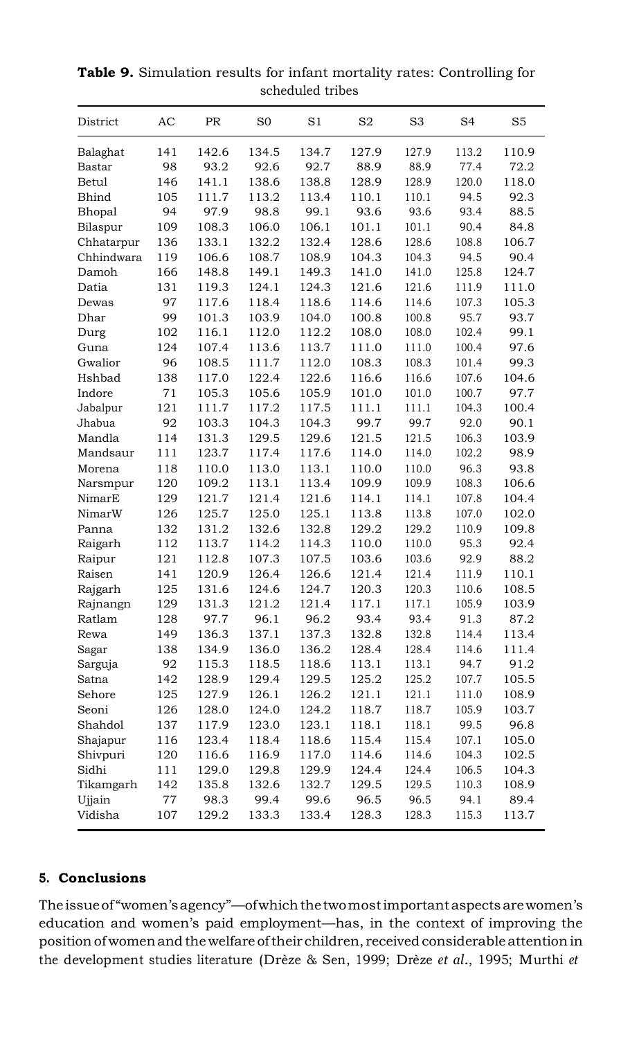**Table 9.** Simulation results for infant mortality rates: Controlling for scheduled tribes

| District | AC | PR | S0 | S1 | S2 | S3 | S4 | S5 |
|---|---|---|---|---|---|---|---|---|
| Balaghat | 141 | 142.6 | 134.5 | 134.7 | 127.9 | 127.9 | 113.2 | 110.9 |
| Bastar | 98 | 93.2 | 92.6 | 92.7 | 88.9 | 88.9 | 77.4 | 72.2 |
| Betul | 146 | 141.1 | 138.6 | 138.8 | 128.9 | 128.9 | 120.0 | 118.0 |
| Bhind | 105 | 111.7 | 113.2 | 113.4 | 110.1 | 110.1 | 94.5 | 92.3 |
| Bhopal | 94 | 97.9 | 98.8 | 99.1 | 93.6 | 93.6 | 93.4 | 88.5 |
| Bilaspur | 109 | 108.3 | 106.0 | 106.1 | 101.1 | 101.1 | 90.4 | 84.8 |
| Chhatarpur | 136 | 133.1 | 132.2 | 132.4 | 128.6 | 128.6 | 108.8 | 106.7 |
| Chhindwara | 119 | 106.6 | 108.7 | 108.9 | 104.3 | 104.3 | 94.5 | 90.4 |
| Damoh | 166 | 148.8 | 149.1 | 149.3 | 141.0 | 141.0 | 125.8 | 124.7 |
| Datia | 131 | 119.3 | 124.1 | 124.3 | 121.6 | 121.6 | 111.9 | 111.0 |
| Dewas | 97 | 117.6 | 118.4 | 118.6 | 114.6 | 114.6 | 107.3 | 105.3 |
| Dhar | 99 | 101.3 | 103.9 | 104.0 | 100.8 | 100.8 | 95.7 | 93.7 |
| Durg | 102 | 116.1 | 112.0 | 112.2 | 108.0 | 108.0 | 102.4 | 99.1 |
| Guna | 124 | 107.4 | 113.6 | 113.7 | 111.0 | 111.0 | 100.4 | 97.6 |
| Gwalior | 96 | 108.5 | 111.7 | 112.0 | 108.3 | 108.3 | 101.4 | 99.3 |
| Hshbad | 138 | 117.0 | 122.4 | 122.6 | 116.6 | 116.6 | 107.6 | 104.6 |
| Indore | 71 | 105.3 | 105.6 | 105.9 | 101.0 | 101.0 | 100.7 | 97.7 |
| Jabalpur | 121 | 111.7 | 117.2 | 117.5 | 111.1 | 111.1 | 104.3 | 100.4 |
| Jhabua | 92 | 103.3 | 104.3 | 104.3 | 99.7 | 99.7 | 92.0 | 90.1 |
| Mandla | 114 | 131.3 | 129.5 | 129.6 | 121.5 | 121.5 | 106.3 | 103.9 |
| Mandsaur | 111 | 123.7 | 117.4 | 117.6 | 114.0 | 114.0 | 102.2 | 98.9 |
| Morena | 118 | 110.0 | 113.0 | 113.1 | 110.0 | 110.0 | 96.3 | 93.8 |
| Narsmpur | 120 | 109.2 | 113.1 | 113.4 | 109.9 | 109.9 | 108.3 | 106.6 |
| NimarE | 129 | 121.7 | 121.4 | 121.6 | 114.1 | 114.1 | 107.8 | 104.4 |
| NimarW | 126 | 125.7 | 125.0 | 125.1 | 113.8 | 113.8 | 107.0 | 102.0 |
| Panna | 132 | 131.2 | 132.6 | 132.8 | 129.2 | 129.2 | 110.9 | 109.8 |
| Raigarh | 112 | 113.7 | 114.2 | 114.3 | 110.0 | 110.0 | 95.3 | 92.4 |
| Raipur | 121 | 112.8 | 107.3 | 107.5 | 103.6 | 103.6 | 92.9 | 88.2 |
| Raisen | 141 | 120.9 | 126.4 | 126.6 | 121.4 | 121.4 | 111.9 | 110.1 |
| Rajgarh | 125 | 131.6 | 124.6 | 124.7 | 120.3 | 120.3 | 110.6 | 108.5 |
| Rajnangn | 129 | 131.3 | 121.2 | 121.4 | 117.1 | 117.1 | 105.9 | 103.9 |
| Ratlam | 128 | 97.7 | 96.1 | 96.2 | 93.4 | 93.4 | 91.3 | 87.2 |
| Rewa | 149 | 136.3 | 137.1 | 137.3 | 132.8 | 132.8 | 114.4 | 113.4 |
| Sagar | 138 | 134.9 | 136.0 | 136.2 | 128.4 | 128.4 | 114.6 | 111.4 |
| Sarguja | 92 | 115.3 | 118.5 | 118.6 | 113.1 | 113.1 | 94.7 | 91.2 |
| Satna | 142 | 128.9 | 129.4 | 129.5 | 125.2 | 125.2 | 107.7 | 105.5 |
| Sehore | 125 | 127.9 | 126.1 | 126.2 | 121.1 | 121.1 | 111.0 | 108.9 |
| Seoni | 126 | 128.0 | 124.0 | 124.2 | 118.7 | 118.7 | 105.9 | 103.7 |
| Shahdol | 137 | 117.9 | 123.0 | 123.1 | 118.1 | 118.1 | 99.5 | 96.8 |
| Shajapur | 116 | 123.4 | 118.4 | 118.6 | 115.4 | 115.4 | 107.1 | 105.0 |
| Shivpuri | 120 | 116.6 | 116.9 | 117.0 | 114.6 | 114.6 | 104.3 | 102.5 |
| Sidhi | 111 | 129.0 | 129.8 | 129.9 | 124.4 | 124.4 | 106.5 | 104.3 |
| Tikamgarh | 142 | 135.8 | 132.6 | 132.7 | 129.5 | 129.5 | 110.3 | 108.9 |
| Ujjain | 77 | 98.3 | 99.4 | 99.6 | 96.5 | 96.5 | 94.1 | 89.4 |
| Vidisha | 107 | 129.2 | 133.3 | 133.4 | 128.3 | 128.3 | 115.3 | 113.7 |

## 5. Conclusions

The issue of "women's agency"—of which the two most important aspects are women's education and women's paid employment—has, in the context of improving the position of women and the welfare of their children, received considerable attention in the development studies literature (Drèze & Sen, 1999; Drèze *et al*., 1995; Murthi *et*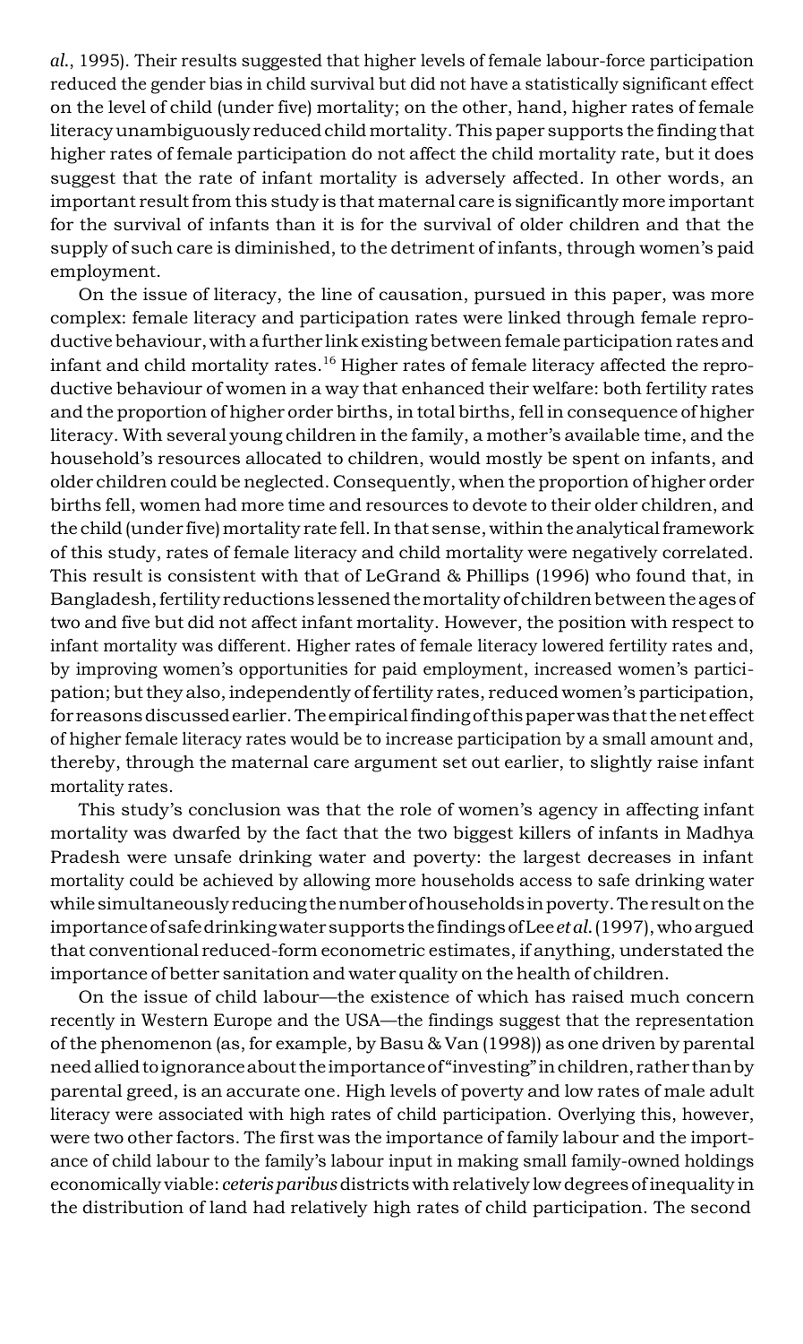*al.*, 1995). Their results suggested that higher levels of female labour-force participation reduced the gender bias in child survival but did not have a statistically significant effect on the level of child (under five) mortality; on the other, hand, higher rates of female literacy unambiguously reduced child mortality. This paper supports the finding that higher rates of female participation do not affect the child mortality rate, but it does suggest that the rate of infant mortality is adversely affected. In other words, an important result from this study is that maternal care is significantly more important for the survival of infants than it is for the survival of older children and that the supply of such care is diminished, to the detriment of infants, through women's paid employment.

On the issue of literacy, the line of causation, pursued in this paper, was more complex: female literacy and participation rates were linked through female reproductive behaviour, with a further link existing between female participation rates and infant and child mortality rates.[16] Higher rates of female literacy affected the reproductive behaviour of women in a way that enhanced their welfare: both fertility rates and the proportion of higher order births, in total births, fell in consequence of higher literacy. With several young children in the family, a mother's available time, and the household's resources allocated to children, would mostly be spent on infants, and older children could be neglected. Consequently, when the proportion of higher order births fell, women had more time and resources to devote to their older children, and the child (under five) mortality rate fell. In that sense, within the analytical framework of this study, rates of female literacy and child mortality were negatively correlated. This result is consistent with that of LeGrand & Phillips (1996) who found that, in Bangladesh, fertility reductions lessened the mortality of children between the ages of two and five but did not affect infant mortality. However, the position with respect to infant mortality was different. Higher rates of female literacy lowered fertility rates and, by improving women's opportunities for paid employment, increased women's participation; but they also, independently of fertility rates, reduced women's participation, for reasons discussed earlier. The empirical finding of this paper was that the net effect of higher female literacy rates would be to increase participation by a small amount and, thereby, through the maternal care argument set out earlier, to slightly raise infant mortality rates.

This study's conclusion was that the role of women's agency in affecting infant mortality was dwarfed by the fact that the two biggest killers of infants in Madhya Pradesh were unsafe drinking water and poverty: the largest decreases in infant mortality could be achieved by allowing more households access to safe drinking water while simultaneously reducing the number of households in poverty. The result on the importance of safe drinking water supports the findings of Lee *et al.* (1997), who argued that conventional reduced-form econometric estimates, if anything, understated the importance of better sanitation and water quality on the health of children.

On the issue of child labour—the existence of which has raised much concern recently in Western Europe and the USA—the findings suggest that the representation of the phenomenon (as, for example, by Basu & Van (1998)) as one driven by parental need allied to ignorance about the importance of "investing" in children, rather than by parental greed, is an accurate one. High levels of poverty and low rates of male adult literacy were associated with high rates of child participation. Overlying this, however, were two other factors. The first was the importance of family labour and the importance of child labour to the family's labour input in making small family-owned holdings economically viable: *ceteris paribus* districts with relatively low degrees of inequality in the distribution of land had relatively high rates of child participation. The second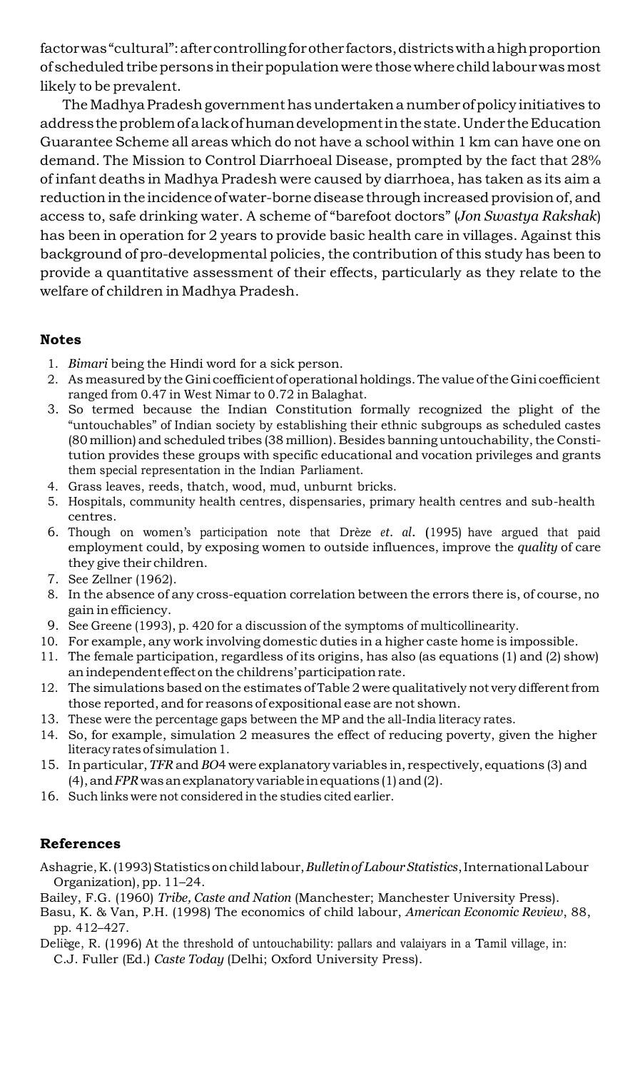factor was "cultural": after controlling for other factors, districts with a high proportion of scheduled tribe persons in their population were those where child labour was most likely to be prevalent.

The Madhya Pradesh government has undertaken a number of policy initiatives to address the problem of a lack of human development in the state. Under the Education Guarantee Scheme all areas which do not have a school within 1 km can have one on demand. The Mission to Control Diarrhoeal Disease, prompted by the fact that 28% of infant deaths in Madhya Pradesh were caused by diarrhoea, has taken as its aim a reduction in the incidence of water-borne disease through increased provision of, and access to, safe drinking water. A scheme of "barefoot doctors" (*Jon Swastya Rakshak*) has been in operation for 2 years to provide basic health care in villages. Against this background of pro-developmental policies, the contribution of this study has been to provide a quantitative assessment of their effects, particularly as they relate to the welfare of children in Madhya Pradesh.

## Notes

1. *Bimari* being the Hindi word for a sick person.
2. As measured by the Gini coefficient of operational holdings. The value of the Gini coefficient ranged from 0.47 in West Nimar to 0.72 in Balaghat.
3. So termed because the Indian Constitution formally recognized the plight of the "untouchables" of Indian society by establishing their ethnic subgroups as scheduled castes (80 million) and scheduled tribes (38 million). Besides banning untouchability, the Constitution provides these groups with specific educational and vocation privileges and grants them special representation in the Indian Parliament.
4. Grass leaves, reeds, thatch, wood, mud, unburnt bricks.
5. Hospitals, community health centres, dispensaries, primary health centres and sub-health centres.
6. Though on women's participation note that Drèze *et. al.* (1995) have argued that paid employment could, by exposing women to outside influences, improve the *quality* of care they give their children.
7. See Zellner (1962).
8. In the absence of any cross-equation correlation between the errors there is, of course, no gain in efficiency.
9. See Greene (1993), p. 420 for a discussion of the symptoms of multicollinearity.
10. For example, any work involving domestic duties in a higher caste home is impossible.
11. The female participation, regardless of its origins, has also (as equations (1) and (2) show) an independent effect on the childrens' participation rate.
12. The simulations based on the estimates of Table 2 were qualitatively not very different from those reported, and for reasons of expositional ease are not shown.
13. These were the percentage gaps between the MP and the all-India literacy rates.
14. So, for example, simulation 2 measures the effect of reducing poverty, given the higher literacy rates of simulation 1.
15. In particular, *TFR* and *BO*4 were explanatory variables in, respectively, equations (3) and (4), and *FPR* was an explanatory variable in equations (1) and (2).
16. Such links were not considered in the studies cited earlier.

## References

Ashagrie, K. (1993) Statistics on child labour, *Bulletin of Labour Statistics*, International Labour Organization), pp. 11–24.

Bailey, F.G. (1960) *Tribe, Caste and Nation* (Manchester; Manchester University Press).

Basu, K. & Van, P.H. (1998) The economics of child labour, *American Economic Review*, 88, pp. 412–427.

Deliège, R. (1996) At the threshold of untouchability: pallars and valaiyars in a Tamil village, in: C.J. Fuller (Ed.) *Caste Today* (Delhi; Oxford University Press).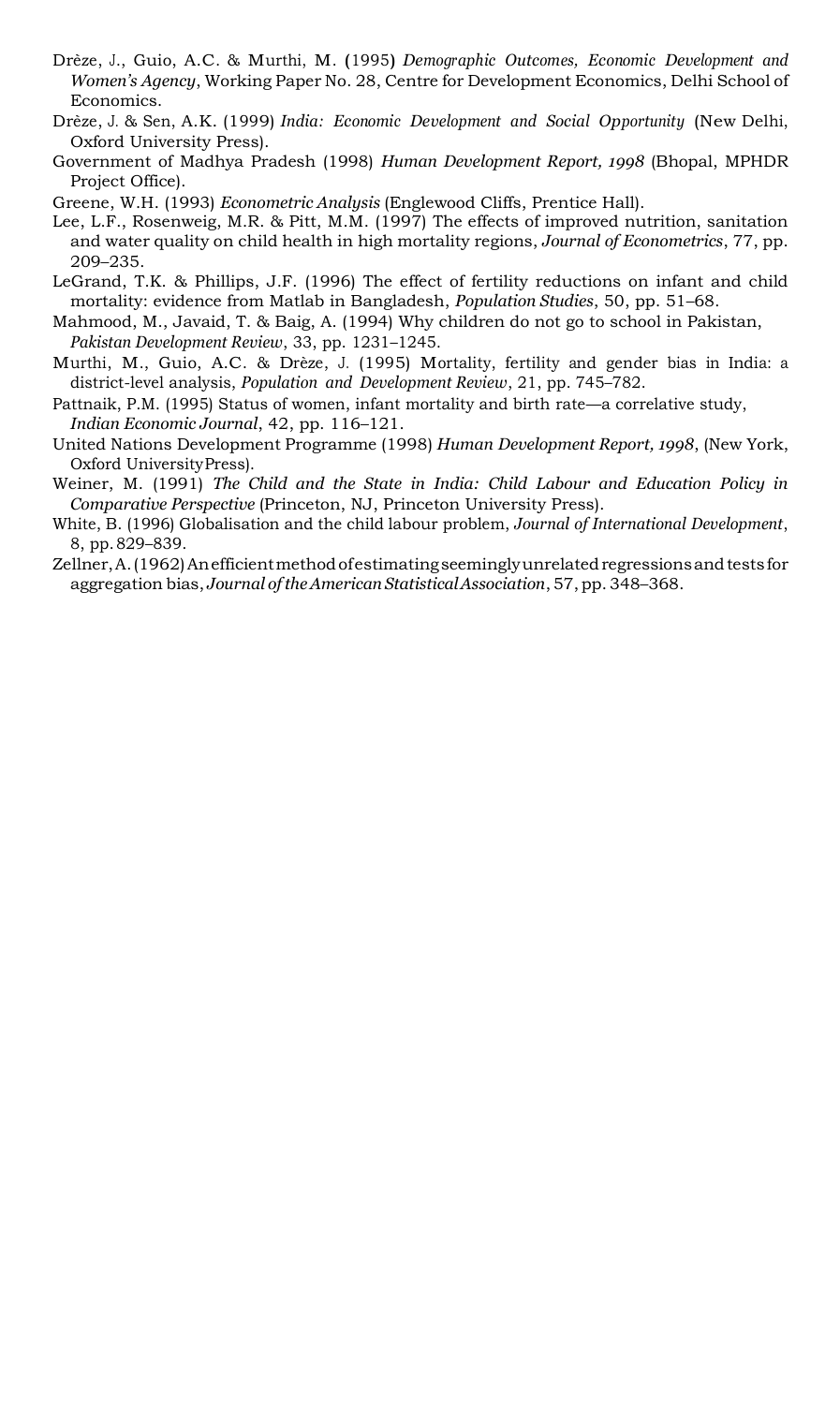Drèze, J., Guio, A.C. & Murthi, M. (1995) *Demographic Outcomes, Economic Development and Women's Agency*, Working Paper No. 28, Centre for Development Economics, Delhi School of Economics.

Drèze, J. & Sen, A.K. (1999) *India: Economic Development and Social Opportunity* (New Delhi, Oxford University Press).

Government of Madhya Pradesh (1998) *Human Development Report, 1998* (Bhopal, MPHDR Project Office).

Greene, W.H. (1993) *Econometric Analysis* (Englewood Cliffs, Prentice Hall).

Lee, L.F., Rosenweig, M.R. & Pitt, M.M. (1997) The effects of improved nutrition, sanitation and water quality on child health in high mortality regions, *Journal of Econometrics*, 77, pp. 209–235.

LeGrand, T.K. & Phillips, J.F. (1996) The effect of fertility reductions on infant and child mortality: evidence from Matlab in Bangladesh, *Population Studies*, 50, pp. 51–68.

Mahmood, M., Javaid, T. & Baig, A. (1994) Why children do not go to school in Pakistan, *Pakistan Development Review*, 33, pp. 1231–1245.

Murthi, M., Guio, A.C. & Drèze, J. (1995) Mortality, fertility and gender bias in India: a district-level analysis, *Population and Development Review*, 21, pp. 745–782.

Pattnaik, P.M. (1995) Status of women, infant mortality and birth rate—a correlative study, *Indian Economic Journal*, 42, pp. 116–121.

United Nations Development Programme (1998) *Human Development Report, 1998*, (New York, Oxford University Press).

Weiner, M. (1991) *The Child and the State in India: Child Labour and Education Policy in Comparative Perspective* (Princeton, NJ, Princeton University Press).

White, B. (1996) Globalisation and the child labour problem, *Journal of International Development*, 8, pp. 829–839.

Zellner, A. (1962) An efficient method of estimating seemingly unrelated regressions and tests for aggregation bias, *Journal of the American Statistical Association*, 57, pp. 348–368.